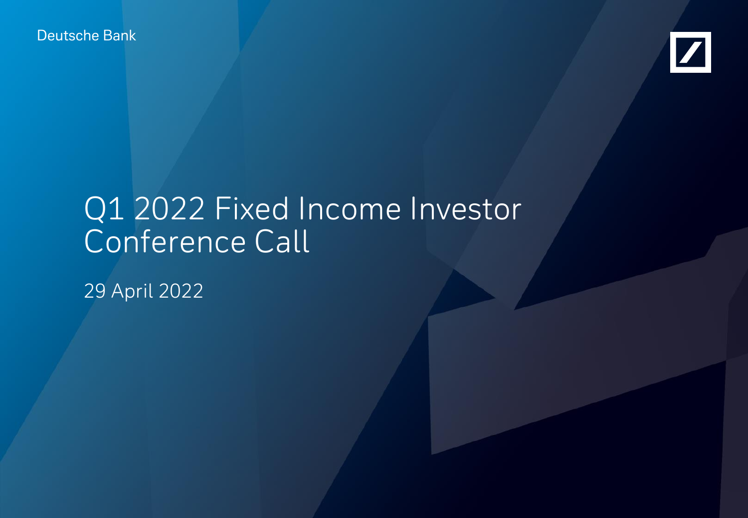Deutsche Bank

# Q1 2022 Fixed Income Investor Conference Call

29 April 2022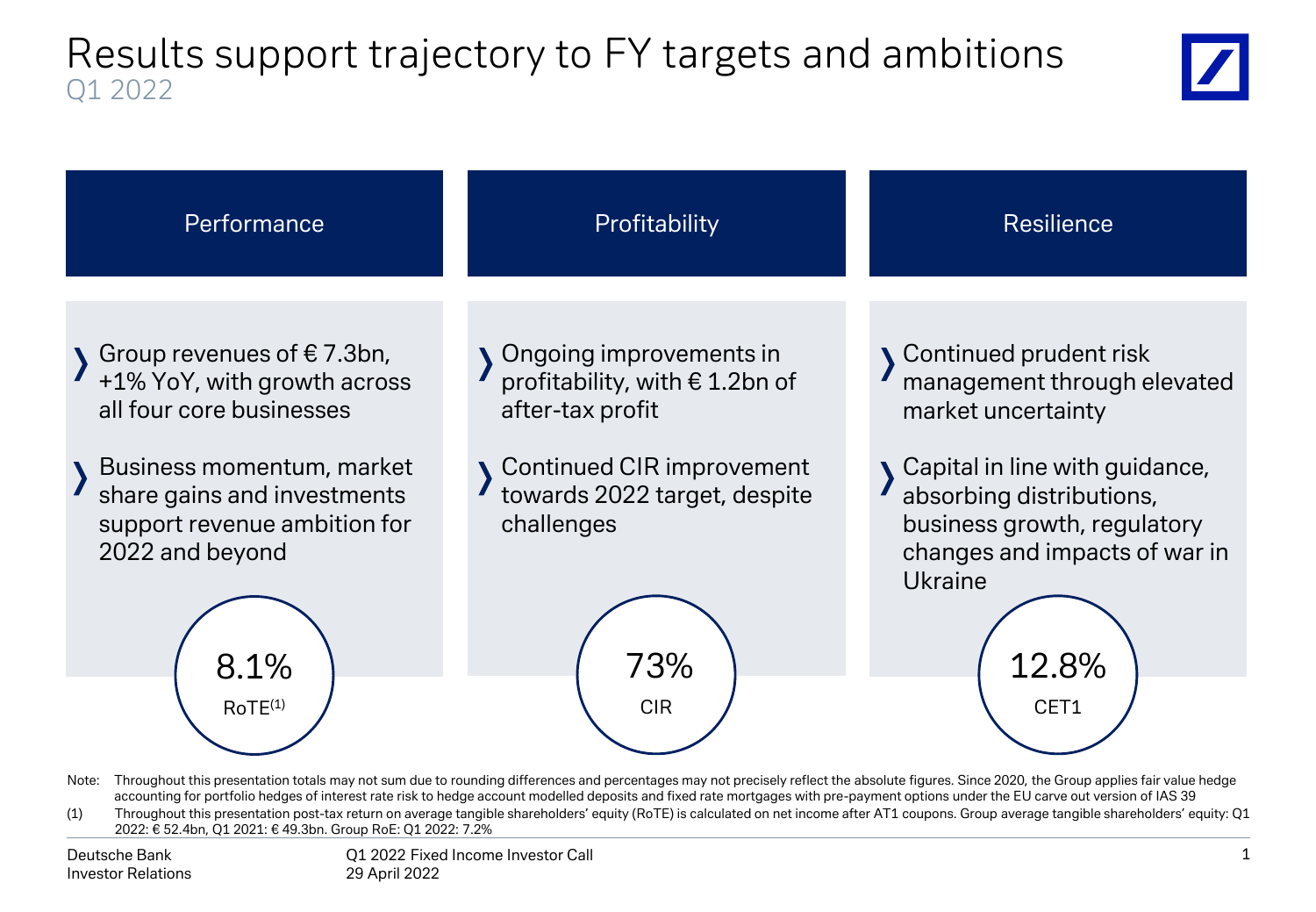# Results support trajectory to FY targets and ambitions

Q1 2022

## Performance

- Group revenues of € 7.3bn, +1% YoY, with growth across all four core businesses
- Business momentum, market share gains and investments support revenue ambition for 2022 and beyond

**8.1%** RoTE[(1)]

## Profitability

- Ongoing improvements in profitability, with € 1.2bn of after-tax profit
- Continued CIR improvement towards 2022 target, despite challenges

**73%** CIR

## Resilience

- Continued prudent risk management through elevated market uncertainty
- Capital in line with guidance, absorbing distributions, business growth, regulatory changes and impacts of war in Ukraine

**12.8%** CET1

Note: Throughout this presentation totals may not sum due to rounding differences and percentages may not precisely reflect the absolute figures. Since 2020, the Group applies fair value hedge accounting for portfolio hedges of interest rate risk to hedge account modelled deposits and fixed rate mortgages with pre-payment options under the EU carve out version of IAS 39

(1) Throughout this presentation post-tax return on average tangible shareholders' equity (RoTE) is calculated on net income after AT1 coupons. Group average tangible shareholders' equity: Q1 2022: € 52.4bn, Q1 2021: € 49.3bn. Group RoE: Q1 2022: 7.2%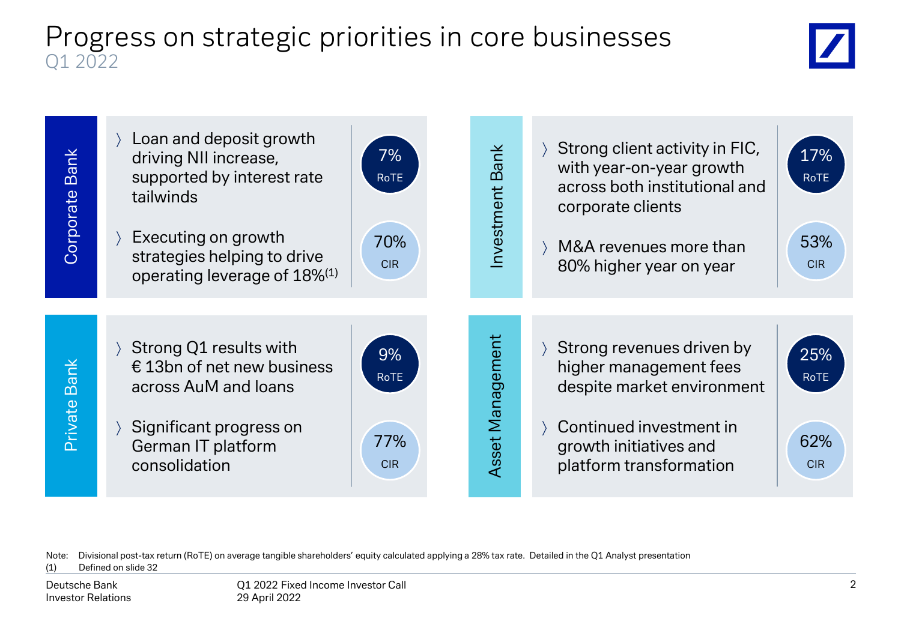# Progress on strategic priorities in core businesses

Q1 2022

## Corporate Bank

- Loan and deposit growth driving NII increase, supported by interest rate tailwinds
- Executing on growth strategies helping to drive operating leverage of 18%[1]

7% RoTE

70% CIR

## Investment Bank

- Strong client activity in FIC, with year-on-year growth across both institutional and corporate clients
- M&A revenues more than 80% higher year on year

17% RoTE

53% CIR

## Private Bank

- Strong Q1 results with € 13bn of net new business across AuM and loans
- Significant progress on German IT platform consolidation

9% RoTE

77% CIR

## Asset Management

- Strong revenues driven by higher management fees despite market environment
- Continued investment in growth initiatives and platform transformation

25% RoTE

62% CIR

Note: Divisional post-tax return (RoTE) on average tangible shareholders' equity calculated applying a 28% tax rate. Detailed in the Q1 Analyst presentation

(1) Defined on slide 32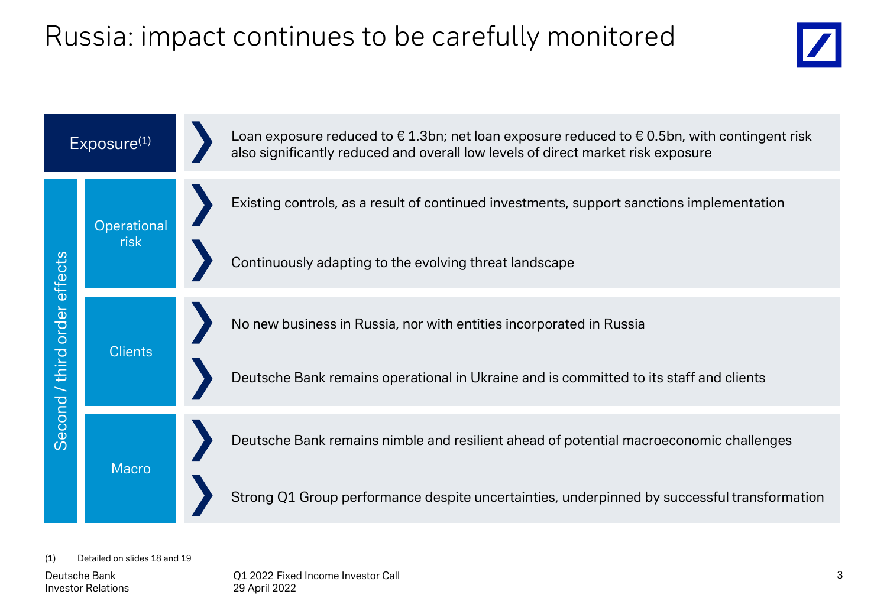# Russia: impact continues to be carefully monitored

| | | |
|---|---|---|
| **Exposure**[1] | | Loan exposure reduced to € 1.3bn; net loan exposure reduced to € 0.5bn, with contingent risk also significantly reduced and overall low levels of direct market risk exposure |
| **Second / third order effects** | **Operational risk** | Existing controls, as a result of continued investments, support sanctions implementation |
| | | Continuously adapting to the evolving threat landscape |
| | **Clients** | No new business in Russia, nor with entities incorporated in Russia |
| | | Deutsche Bank remains operational in Ukraine and is committed to its staff and clients |
| | **Macro** | Deutsche Bank remains nimble and resilient ahead of potential macroeconomic challenges |
| | | Strong Q1 Group performance despite uncertainties, underpinned by successful transformation |

(1) Detailed on slides 18 and 19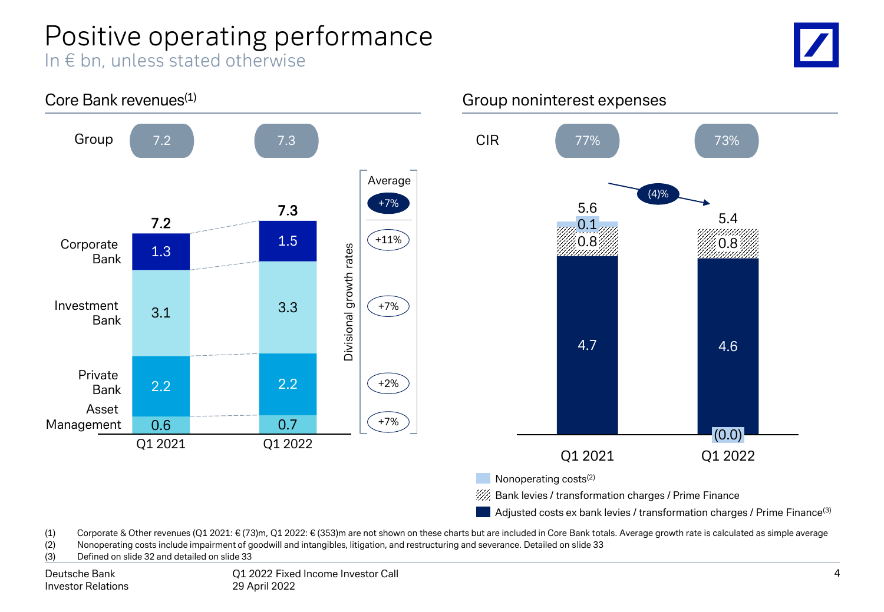# Positive operating performance

In € bn, unless stated otherwise

## Core Bank revenues[1]

| | Q1 2021 | Q1 2022 | Divisional growth rates |
|---|---|---|---|
| Group | 7.2 | 7.3 | |
| Total | 7.2 | 7.3 | Average +7% |
| Corporate Bank | 1.3 | 1.5 | +11% |
| Investment Bank | 3.1 | 3.3 | +7% |
| Private Bank | 2.2 | 2.2 | +2% |
| Asset Management | 0.6 | 0.7 | +7% |

## Group noninterest expenses

| | Q1 2021 | Q1 2022 |
|---|---|---|
| CIR | 77% | 73% |
| Total | 5.6 | 5.4 |
| Nonoperating costs[2] | 0.1 | (0.0) |
| Bank levies / transformation charges / Prime Finance | 0.8 | 0.8 |
| Adjusted costs ex bank levies / transformation charges / Prime Finance[3] | 4.7 | 4.6 |

Change: (4)%

(1) Corporate & Other revenues (Q1 2021: € (73)m, Q1 2022: € (353)m are not shown on these charts but are included in Core Bank totals. Average growth rate is calculated as simple average

(2) Nonoperating costs include impairment of goodwill and intangibles, litigation, and restructuring and severance. Detailed on slide 33

(3) Defined on slide 32 and detailed on slide 33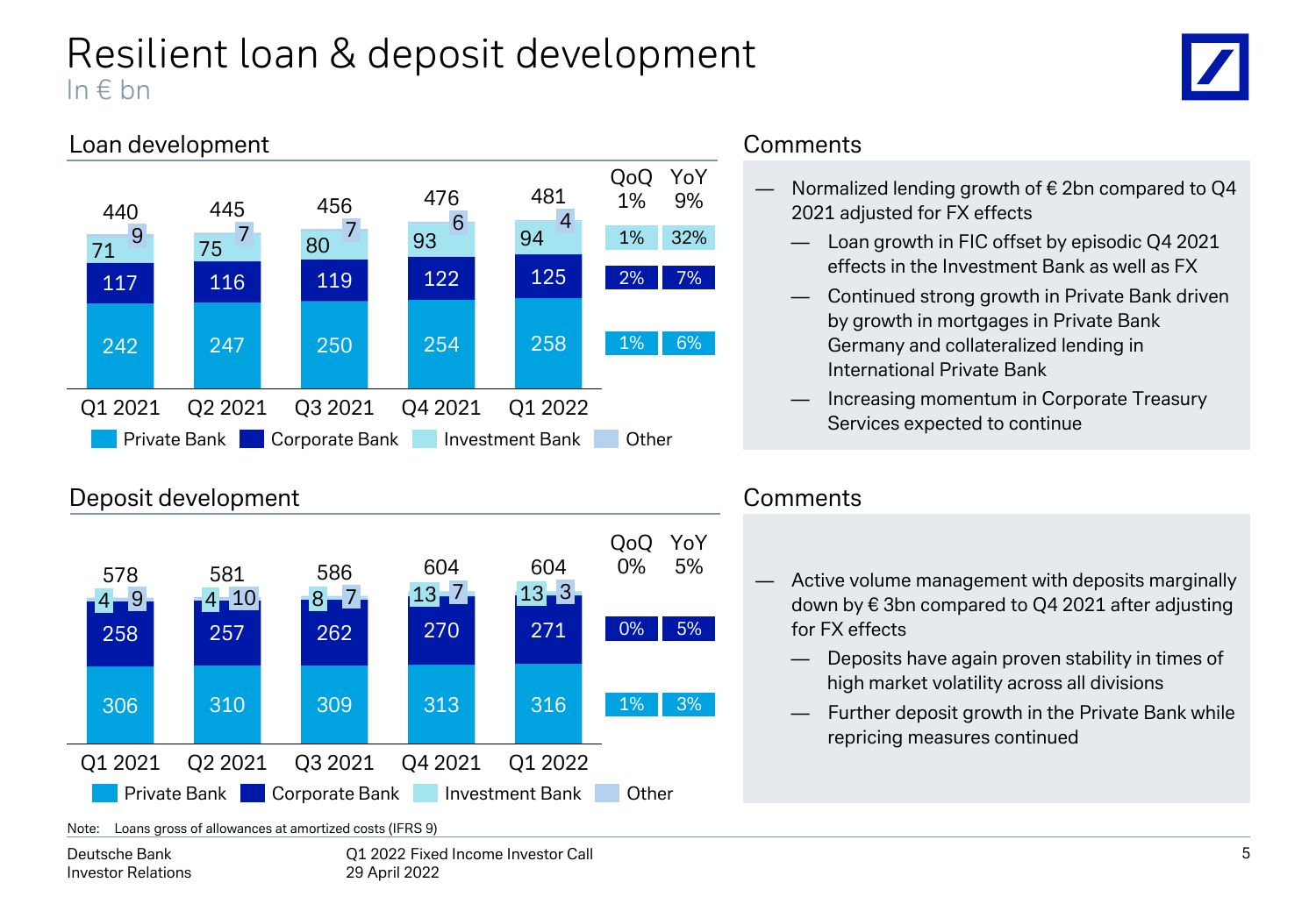# Resilient loan & deposit development

In € bn

## Loan development

| | Q1 2021 | Q2 2021 | Q3 2021 | Q4 2021 | Q1 2022 | QoQ | YoY |
|---|---|---|---|---|---|---|---|
| Total | 440 | 445 | 456 | 476 | 481 | 1% | 9% |
| Other | 9 | 7 | 7 | 6 | 4 | | |
| Investment Bank | 71 | 75 | 80 | 93 | 94 | 1% | 32% |
| Corporate Bank | 117 | 116 | 119 | 122 | 125 | 2% | 7% |
| Private Bank | 242 | 247 | 250 | 254 | 258 | 1% | 6% |

### Comments

- Normalized lending growth of € 2bn compared to Q4 2021 adjusted for FX effects
  - Loan growth in FIC offset by episodic Q4 2021 effects in the Investment Bank as well as FX
  - Continued strong growth in Private Bank driven by growth in mortgages in Private Bank Germany and collateralized lending in International Private Bank
  - Increasing momentum in Corporate Treasury Services expected to continue

## Deposit development

| | Q1 2021 | Q2 2021 | Q3 2021 | Q4 2021 | Q1 2022 | QoQ | YoY |
|---|---|---|---|---|---|---|---|
| Total | 578 | 581 | 586 | 604 | 604 | 0% | 5% |
| Other | 9 | 10 | 7 | 7 | 3 | | |
| Investment Bank | 4 | 4 | 8 | 13 | 13 | | |
| Corporate Bank | 258 | 257 | 262 | 270 | 271 | 0% | 5% |
| Private Bank | 306 | 310 | 309 | 313 | 316 | 1% | 3% |

### Comments

- Active volume management with deposits marginally down by € 3bn compared to Q4 2021 after adjusting for FX effects
  - Deposits have again proven stability in times of high market volatility across all divisions
  - Further deposit growth in the Private Bank while repricing measures continued

Note: Loans gross of allowances at amortized costs (IFRS 9)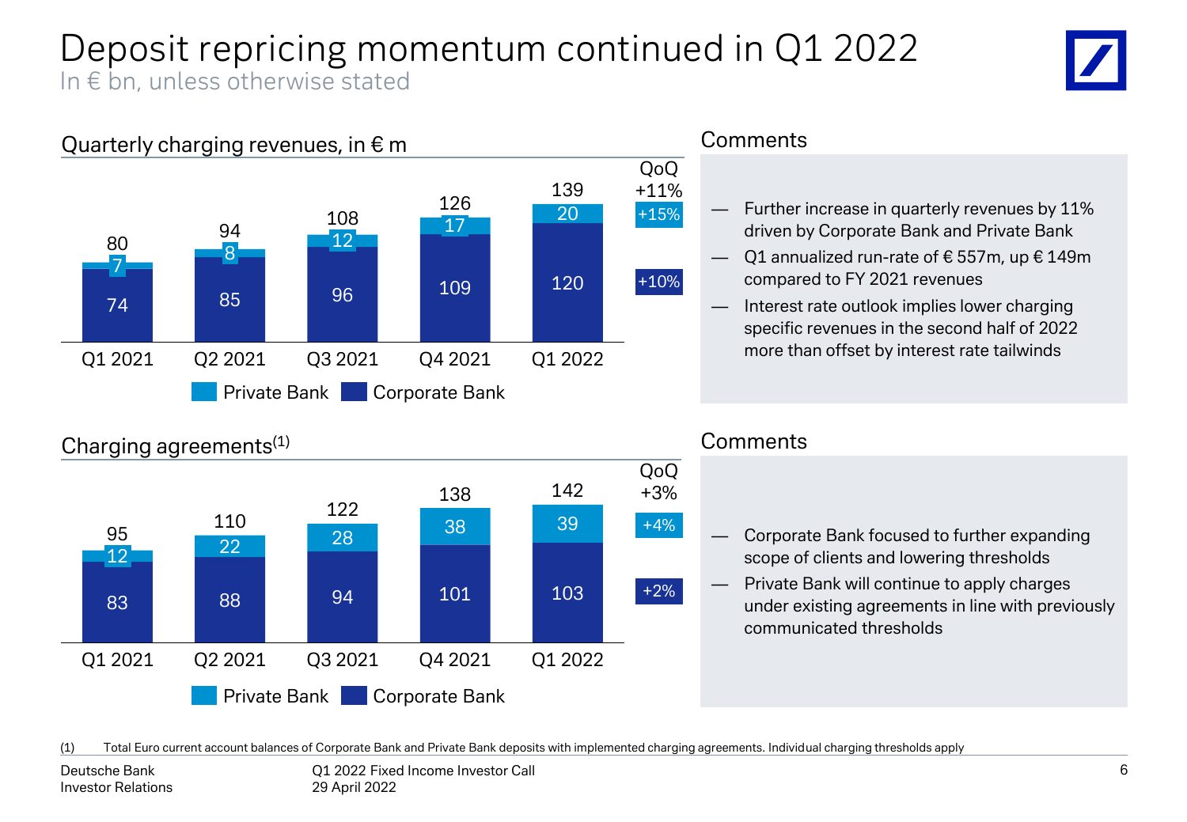# Deposit repricing momentum continued in Q1 2022

In € bn, unless otherwise stated

## Quarterly charging revenues, in € m

| | Q1 2021 | Q2 2021 | Q3 2021 | Q4 2021 | Q1 2022 | QoQ |
|---|---|---|---|---|---|---|
| Private Bank | 7 | 8 | 12 | 17 | 20 | +15% |
| Corporate Bank | 74 | 85 | 96 | 109 | 120 | +10% |
| Total | 80 | 94 | 108 | 126 | 139 | +11% |

### Comments

- Further increase in quarterly revenues by 11% driven by Corporate Bank and Private Bank
- Q1 annualized run-rate of € 557m, up € 149m compared to FY 2021 revenues
- Interest rate outlook implies lower charging specific revenues in the second half of 2022 more than offset by interest rate tailwinds

## Charging agreements[1]

| | Q1 2021 | Q2 2021 | Q3 2021 | Q4 2021 | Q1 2022 | QoQ |
|---|---|---|---|---|---|---|
| Private Bank | 12 | 22 | 28 | 38 | 39 | +4% |
| Corporate Bank | 83 | 88 | 94 | 101 | 103 | +2% |
| Total | 95 | 110 | 122 | 138 | 142 | +3% |

### Comments

- Corporate Bank focused to further expanding scope of clients and lowering thresholds
- Private Bank will continue to apply charges under existing agreements in line with previously communicated thresholds

(1) Total Euro current account balances of Corporate Bank and Private Bank deposits with implemented charging agreements. Individual charging thresholds apply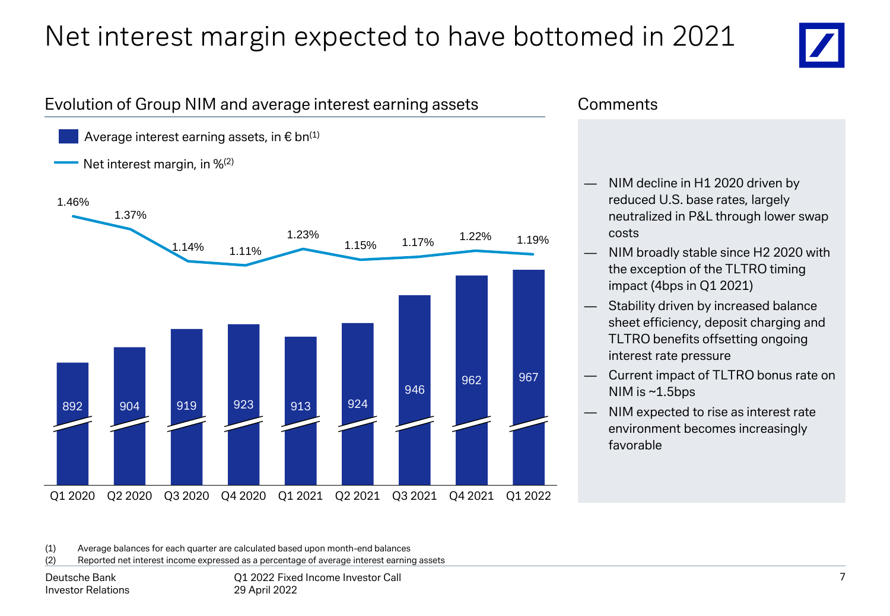# Net interest margin expected to have bottomed in 2021

## Evolution of Group NIM and average interest earning assets

| | Q1 2020 | Q2 2020 | Q3 2020 | Q4 2020 | Q1 2021 | Q2 2021 | Q3 2021 | Q4 2021 | Q1 2022 |
|---|---|---|---|---|---|---|---|---|---|
| Average interest earning assets, in € bn[1] | 892 | 904 | 919 | 923 | 913 | 924 | 946 | 962 | 967 |
| Net interest margin, in %[2] | 1.46% | 1.37% | 1.14% | 1.11% | 1.23% | 1.15% | 1.17% | 1.22% | 1.19% |

## Comments

- NIM decline in H1 2020 driven by reduced U.S. base rates, largely neutralized in P&L through lower swap costs
- NIM broadly stable since H2 2020 with the exception of the TLTRO timing impact (4bps in Q1 2021)
- Stability driven by increased balance sheet efficiency, deposit charging and TLTRO benefits offsetting ongoing interest rate pressure
- Current impact of TLTRO bonus rate on NIM is ~1.5bps
- NIM expected to rise as interest rate environment becomes increasingly favorable

(1) Average balances for each quarter are calculated based upon month-end balances
(2) Reported net interest income expressed as a percentage of average interest earning assets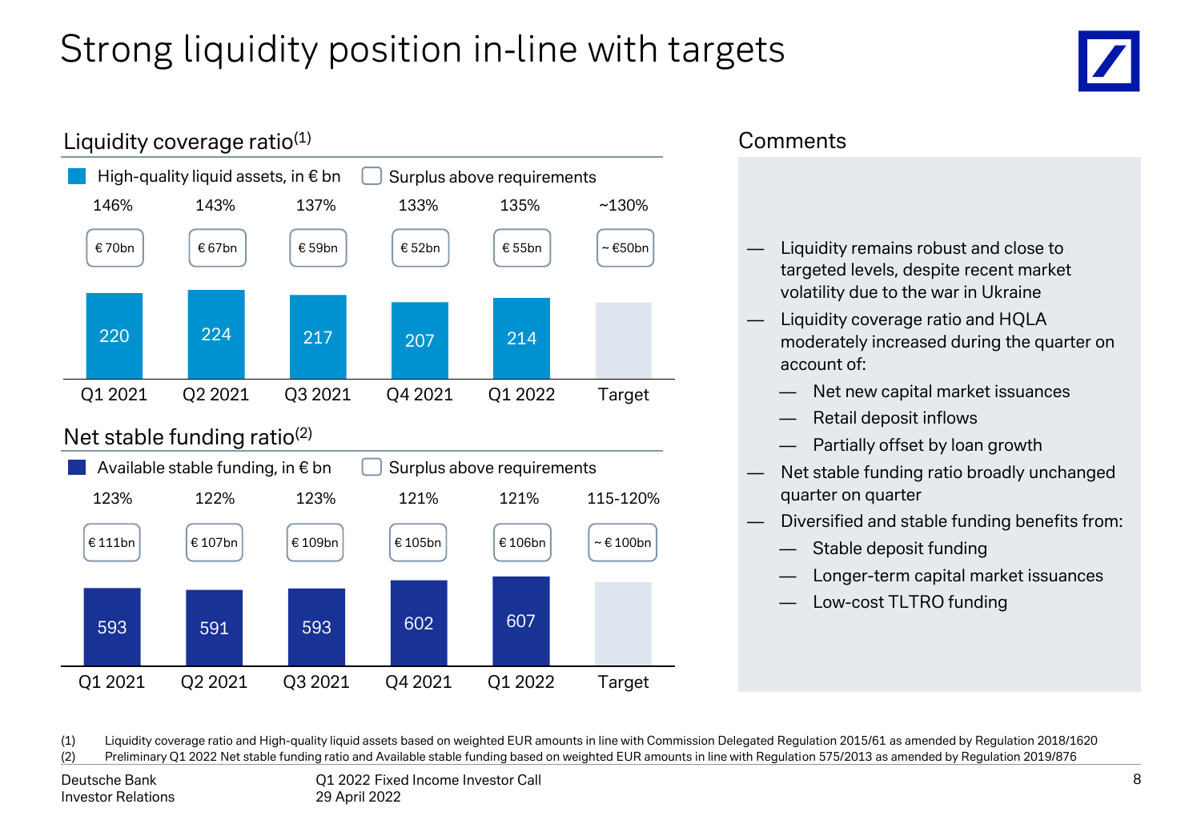# Strong liquidity position in-line with targets

## Liquidity coverage ratio[1]

High-quality liquid assets, in € bn; Surplus above requirements

| | Q1 2021 | Q2 2021 | Q3 2021 | Q4 2021 | Q1 2022 | Target |
|---|---|---|---|---|---|---|
| Liquidity coverage ratio | 146% | 143% | 137% | 133% | 135% | ~130% |
| Surplus above requirements | € 70bn | € 67bn | € 59bn | € 52bn | € 55bn | ~ €50bn |
| High-quality liquid assets, in € bn | 220 | 224 | 217 | 207 | 214 | |

## Net stable funding ratio[2]

Available stable funding, in € bn; Surplus above requirements

| | Q1 2021 | Q2 2021 | Q3 2021 | Q4 2021 | Q1 2022 | Target |
|---|---|---|---|---|---|---|
| Net stable funding ratio | 123% | 122% | 123% | 121% | 121% | 115-120% |
| Surplus above requirements | € 111bn | € 107bn | € 109bn | € 105bn | € 106bn | ~ € 100bn |
| Available stable funding, in € bn | 593 | 591 | 593 | 602 | 607 | |

## Comments

- Liquidity remains robust and close to targeted levels, despite recent market volatility due to the war in Ukraine
- Liquidity coverage ratio and HQLA moderately increased during the quarter on account of:
  - Net new capital market issuances
  - Retail deposit inflows
  - Partially offset by loan growth
- Net stable funding ratio broadly unchanged quarter on quarter
- Diversified and stable funding benefits from:
  - Stable deposit funding
  - Longer-term capital market issuances
  - Low-cost TLTRO funding

(1) Liquidity coverage ratio and High-quality liquid assets based on weighted EUR amounts in line with Commission Delegated Regulation 2015/61 as amended by Regulation 2018/1620
(2) Preliminary Q1 2022 Net stable funding ratio and Available stable funding based on weighted EUR amounts in line with Regulation 575/2013 as amended by Regulation 2019/876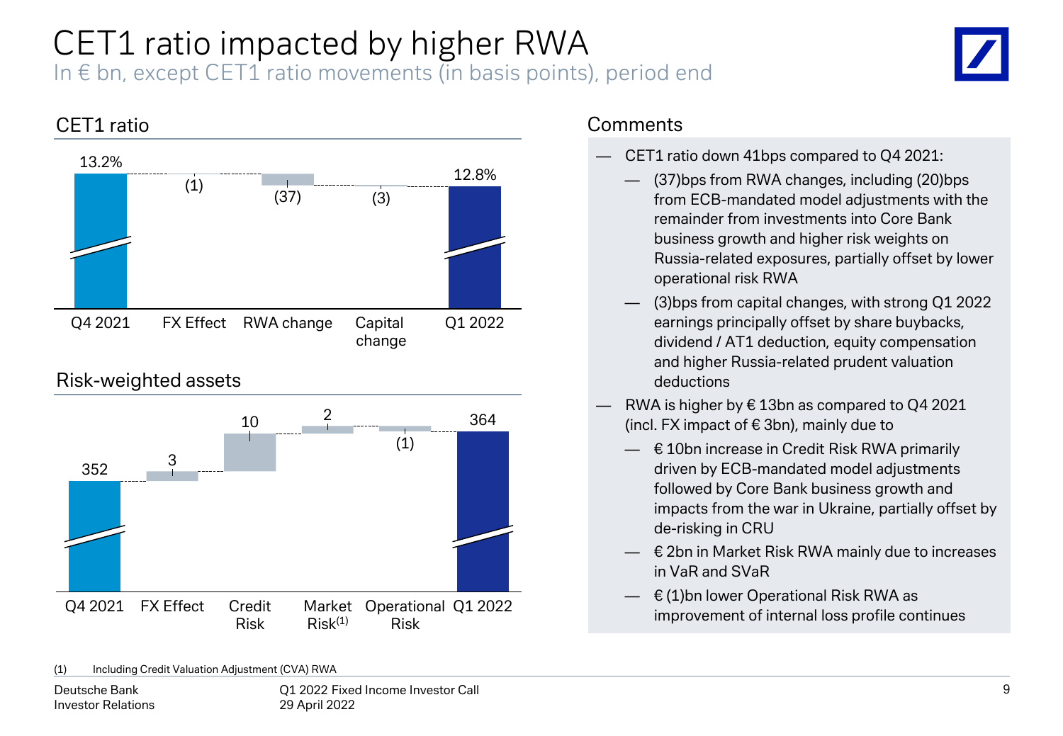# CET1 ratio impacted by higher RWA

In € bn, except CET1 ratio movements (in basis points), period end

## CET1 ratio

| Q4 2021 | FX Effect | RWA change | Capital change | Q1 2022 |
|---|---|---|---|---|
| 13.2% | (1) | (37) | (3) | 12.8% |

## Risk-weighted assets

| Q4 2021 | FX Effect | Credit Risk | Market Risk[1] | Operational Risk | Q1 2022 |
|---|---|---|---|---|---|
| 352 | 3 | 10 | 2 | (1) | 364 |

## Comments

- CET1 ratio down 41bps compared to Q4 2021:
  - (37)bps from RWA changes, including (20)bps from ECB-mandated model adjustments with the remainder from investments into Core Bank business growth and higher risk weights on Russia-related exposures, partially offset by lower operational risk RWA
  - (3)bps from capital changes, with strong Q1 2022 earnings principally offset by share buybacks, dividend / AT1 deduction, equity compensation and higher Russia-related prudent valuation deductions
- RWA is higher by € 13bn as compared to Q4 2021 (incl. FX impact of € 3bn), mainly due to
  - € 10bn increase in Credit Risk RWA primarily driven by ECB-mandated model adjustments followed by Core Bank business growth and impacts from the war in Ukraine, partially offset by de-risking in CRU
  - € 2bn in Market Risk RWA mainly due to increases in VaR and SVaR
  - € (1)bn lower Operational Risk RWA as improvement of internal loss profile continues

(1) Including Credit Valuation Adjustment (CVA) RWA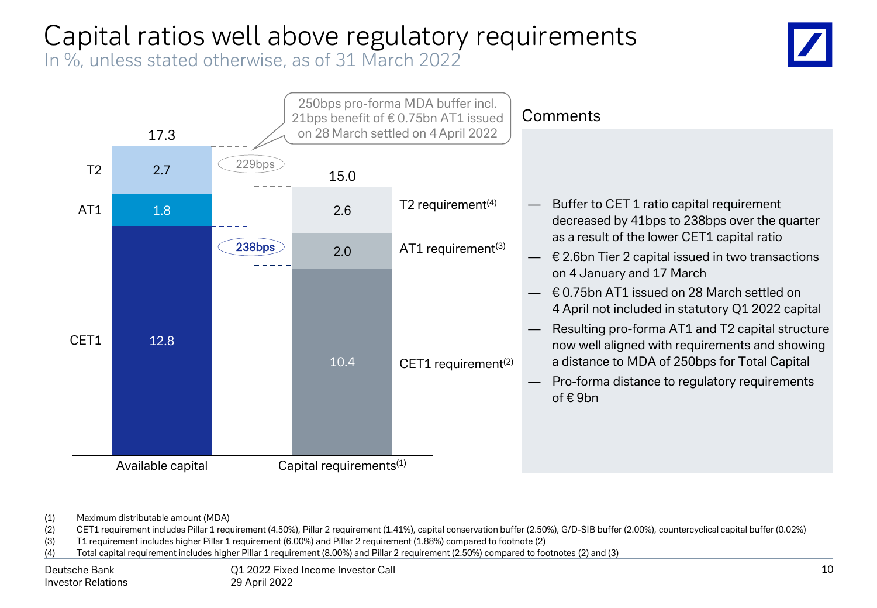# Capital ratios well above regulatory requirements

In %, unless stated otherwise, as of 31 March 2022

| | Available capital | Capital requirements(1) |
|---|---|---|
| T2 | 2.7 | 2.6 (T2 requirement(4)) |
| AT1 | 1.8 | 2.0 (AT1 requirement(3)) |
| CET1 | 12.8 | 10.4 (CET1 requirement(2)) |
| Total | 17.3 | 15.0 |

- Distance to total capital requirement: 229bps
- Distance to CET1 requirement: 238bps

250bps pro-forma MDA buffer incl. 21bps benefit of € 0.75bn AT1 issued on 28 March settled on 4 April 2022

## Comments

- Buffer to CET 1 ratio capital requirement decreased by 41bps to 238bps over the quarter as a result of the lower CET1 capital ratio
- € 2.6bn Tier 2 capital issued in two transactions on 4 January and 17 March
- € 0.75bn AT1 issued on 28 March settled on 4 April not included in statutory Q1 2022 capital
- Resulting pro-forma AT1 and T2 capital structure now well aligned with requirements and showing a distance to MDA of 250bps for Total Capital
- Pro-forma distance to regulatory requirements of € 9bn

(1) Maximum distributable amount (MDA)
(2) CET1 requirement includes Pillar 1 requirement (4.50%), Pillar 2 requirement (1.41%), capital conservation buffer (2.50%), G/D-SIB buffer (2.00%), countercyclical capital buffer (0.02%)
(3) T1 requirement includes higher Pillar 1 requirement (6.00%) and Pillar 2 requirement (1.88%) compared to footnote (2)
(4) Total capital requirement includes higher Pillar 1 requirement (8.00%) and Pillar 2 requirement (2.50%) compared to footnotes (2) and (3)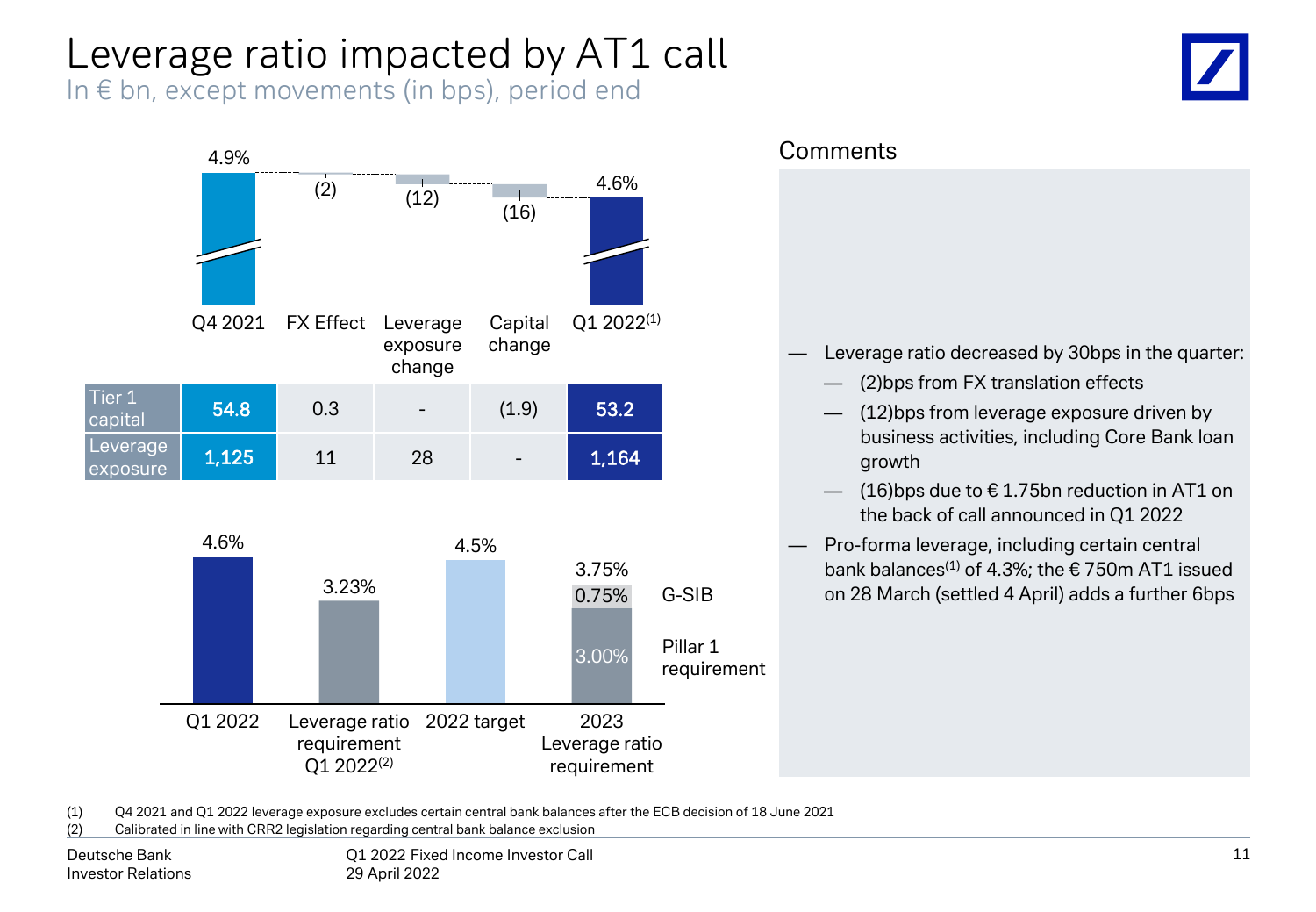# Leverage ratio impacted by AT1 call

In € bn, except movements (in bps), period end

| | Q4 2021 | FX Effect | Leverage exposure change | Capital change | Q1 2022(1) |
|---|---|---|---|---|---|
| Leverage ratio | 4.9% | (2) | (12) | (16) | 4.6% |
| Tier 1 capital | 54.8 | 0.3 | - | (1.9) | 53.2 |
| Leverage exposure | 1,125 | 11 | 28 | - | 1,164 |

| Q1 2022 | Leverage ratio requirement Q1 2022(2) | 2022 target | 2023 Leverage ratio requirement |
|---|---|---|---|
| 4.6% | 3.23% | 4.5% | 3.75% (Pillar 1 requirement 3.00%, G-SIB 0.75%) |

## Comments

- Leverage ratio decreased by 30bps in the quarter:
  - (2)bps from FX translation effects
  - (12)bps from leverage exposure driven by business activities, including Core Bank loan growth
  - (16)bps due to € 1.75bn reduction in AT1 on the back of call announced in Q1 2022
- Pro-forma leverage, including certain central bank balances(1) of 4.3%; the € 750m AT1 issued on 28 March (settled 4 April) adds a further 6bps

(1) Q4 2021 and Q1 2022 leverage exposure excludes certain central bank balances after the ECB decision of 18 June 2021

(2) Calibrated in line with CRR2 legislation regarding central bank balance exclusion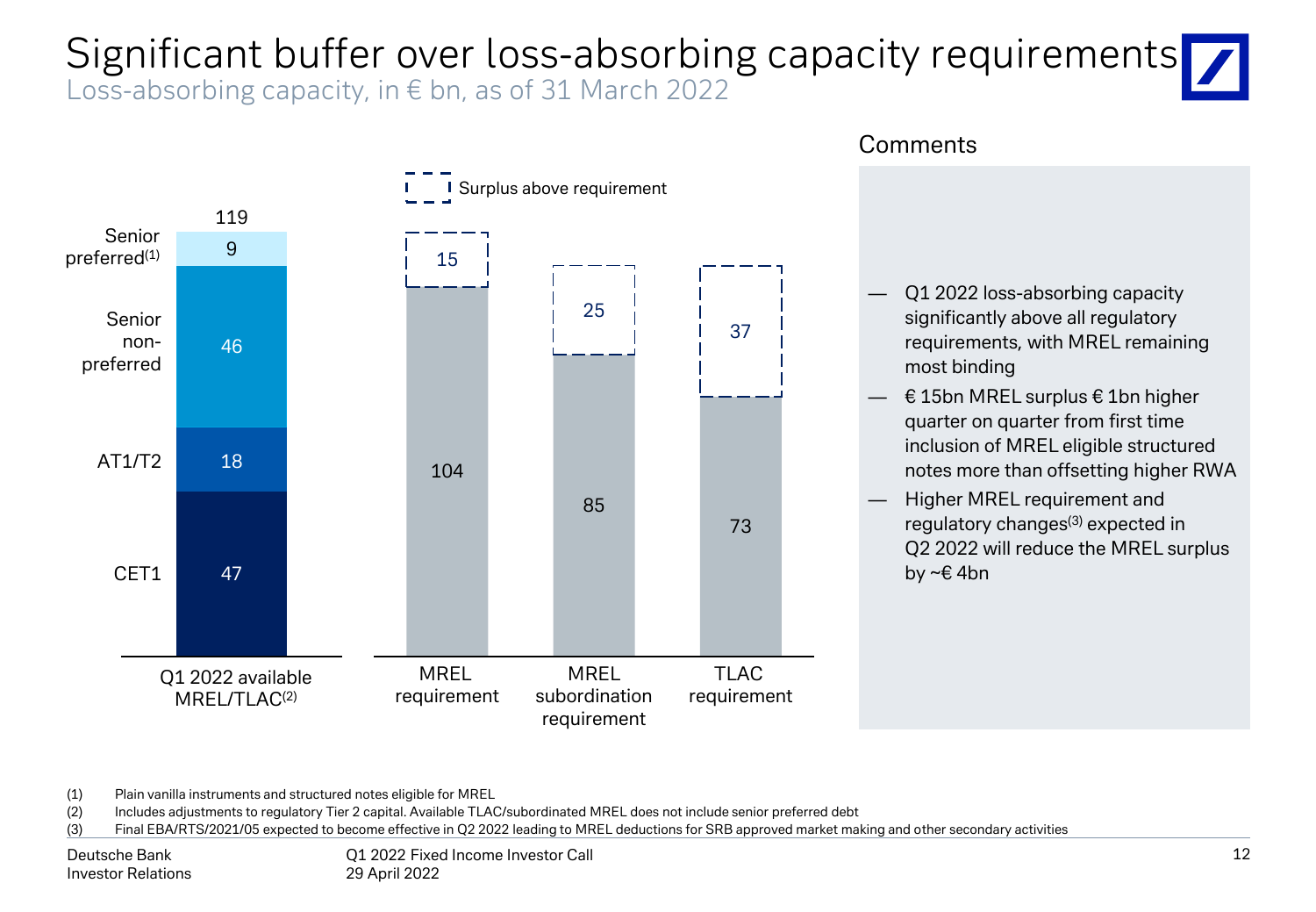# Significant buffer over loss-absorbing capacity requirements

Loss-absorbing capacity, in € bn, as of 31 March 2022

| Q1 2022 available MREL/TLAC[2] | € bn |
|---|---|
| Senior preferred[1] | 9 |
| Senior non-preferred | 46 |
| AT1/T2 | 18 |
| CET1 | 47 |
| **Total** | **119** |

| | Requirement | Surplus above requirement |
|---|---|---|
| MREL requirement | 104 | 15 |
| MREL subordination requirement | 85 | 25 |
| TLAC requirement | 73 | 37 |

## Comments

- Q1 2022 loss-absorbing capacity significantly above all regulatory requirements, with MREL remaining most binding
- € 15bn MREL surplus € 1bn higher quarter on quarter from first time inclusion of MREL eligible structured notes more than offsetting higher RWA
- Higher MREL requirement and regulatory changes[3] expected in Q2 2022 will reduce the MREL surplus by ~€ 4bn

(1) Plain vanilla instruments and structured notes eligible for MREL
(2) Includes adjustments to regulatory Tier 2 capital. Available TLAC/subordinated MREL does not include senior preferred debt
(3) Final EBA/RTS/2021/05 expected to become effective in Q2 2022 leading to MREL deductions for SRB approved market making and other secondary activities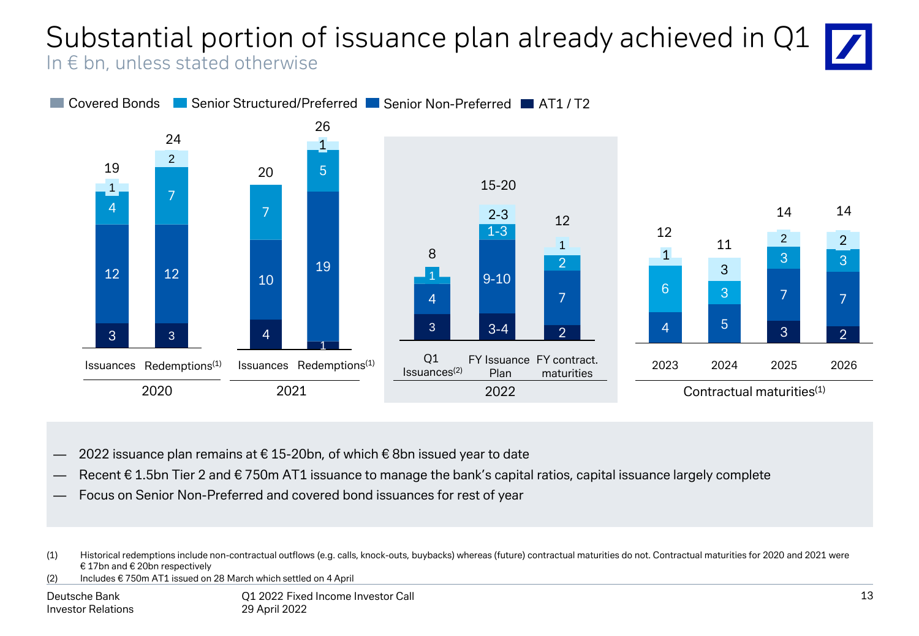# Substantial portion of issuance plan already achieved in Q1

In € bn, unless stated otherwise

| | Covered Bonds | Senior Structured/Preferred | Senior Non-Preferred | AT1 / T2 | Total |
|---|---|---|---|---|---|
| 2020 Issuances | 1 | 4 | 12 | 3 | 19 |
| 2020 Redemptions(1) | 2 | 7 | 12 | 3 | 24 |
| 2021 Issuances | | 7 | 10 | 4 | 20 |
| 2021 Redemptions(1) | 1 | 5 | 19 | 1 | 26 |
| 2022 Q1 Issuances(2) | | 1 | 4 | 3 | 8 |
| 2022 FY Issuance Plan | 2-3 | 1-3 | 9-10 | 3-4 | 15-20 |
| 2022 FY contract. maturities | 1 | 2 | 7 | 2 | 12 |
| Contractual maturities(1) 2023 | 1 | 6 | | 4 | 12 |
| Contractual maturities(1) 2024 | 3 | 3 | 5 | | 11 |
| Contractual maturities(1) 2025 | 2 | 3 | 7 | 3 | 14 |
| Contractual maturities(1) 2026 | 2 | 3 | 7 | 2 | 14 |

- 2022 issuance plan remains at € 15-20bn, of which € 8bn issued year to date
- Recent € 1.5bn Tier 2 and € 750m AT1 issuance to manage the bank's capital ratios, capital issuance largely complete
- Focus on Senior Non-Preferred and covered bond issuances for rest of year

(1) Historical redemptions include non-contractual outflows (e.g. calls, knock-outs, buybacks) whereas (future) contractual maturities do not. Contractual maturities for 2020 and 2021 were € 17bn and € 20bn respectively

(2) Includes € 750m AT1 issued on 28 March which settled on 4 April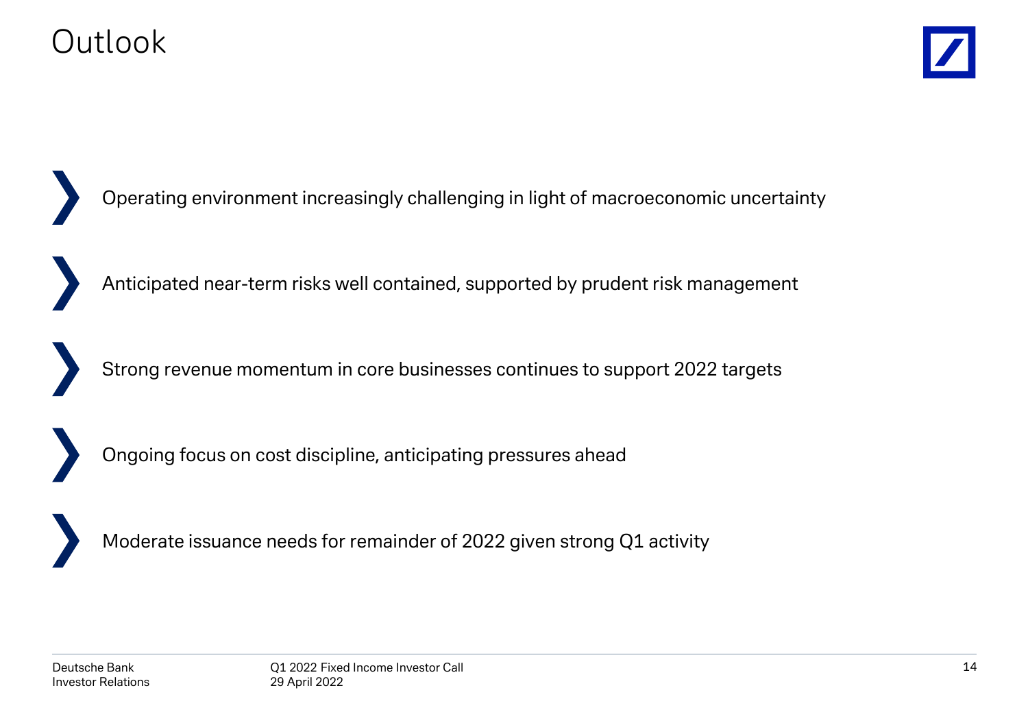# Outlook

- Operating environment increasingly challenging in light of macroeconomic uncertainty
- Anticipated near-term risks well contained, supported by prudent risk management
- Strong revenue momentum in core businesses continues to support 2022 targets
- Ongoing focus on cost discipline, anticipating pressures ahead
- Moderate issuance needs for remainder of 2022 given strong Q1 activity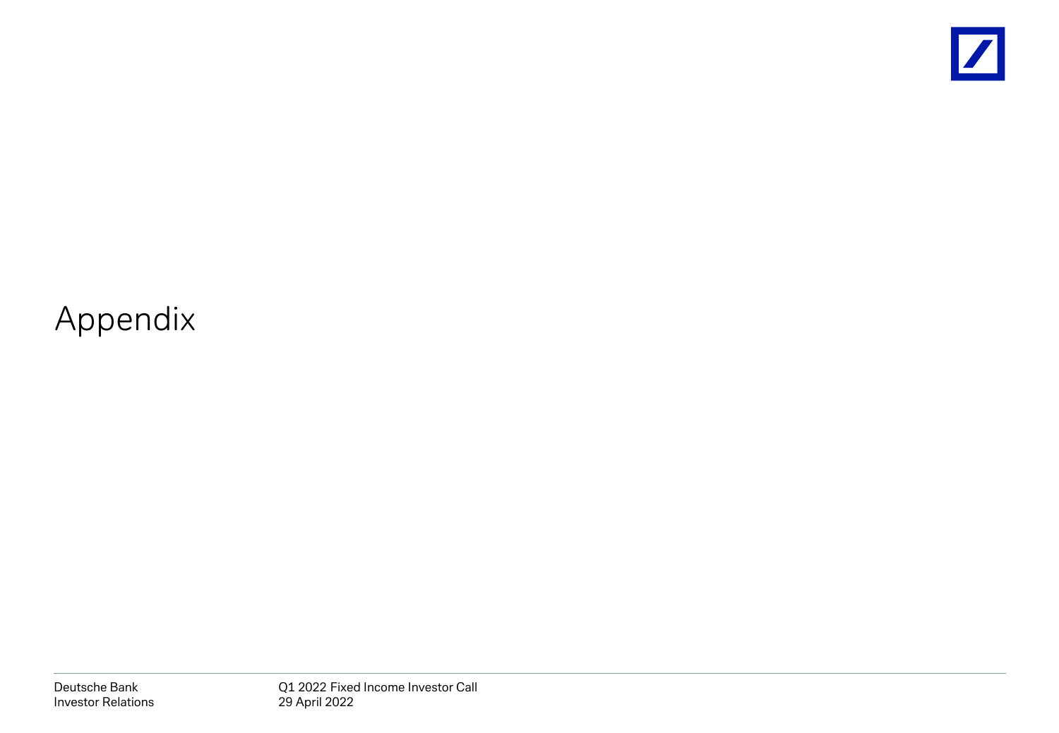# Appendix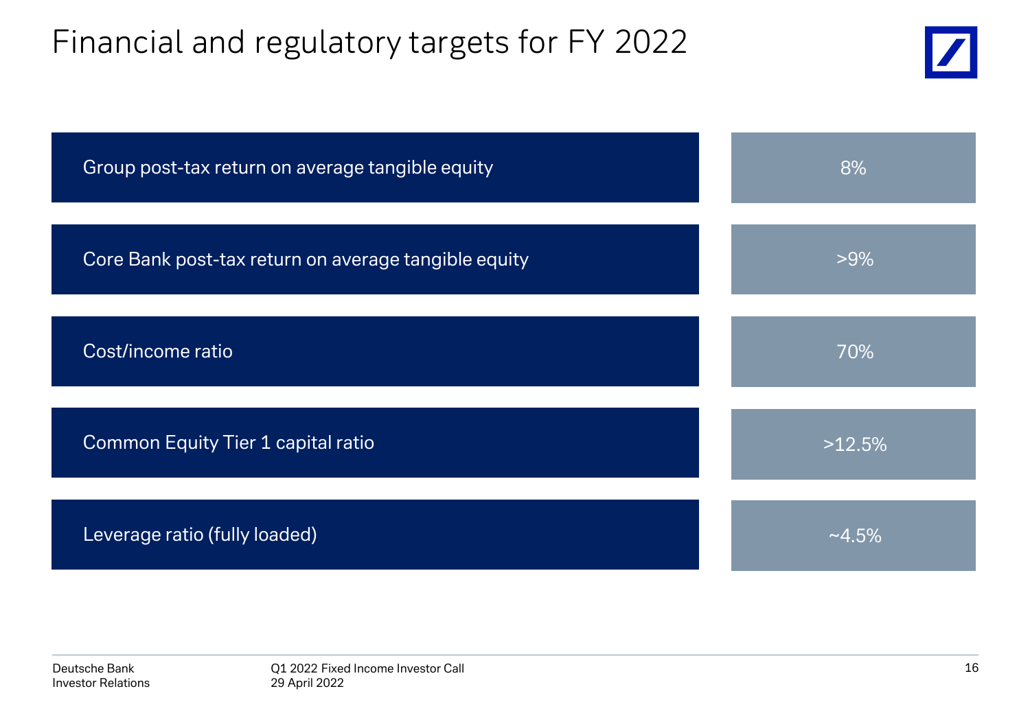# Financial and regulatory targets for FY 2022

| Target | Value |
| --- | --- |
| Group post-tax return on average tangible equity | 8% |
| Core Bank post-tax return on average tangible equity | >9% |
| Cost/income ratio | 70% |
| Common Equity Tier 1 capital ratio | >12.5% |
| Leverage ratio (fully loaded) | ~4.5% |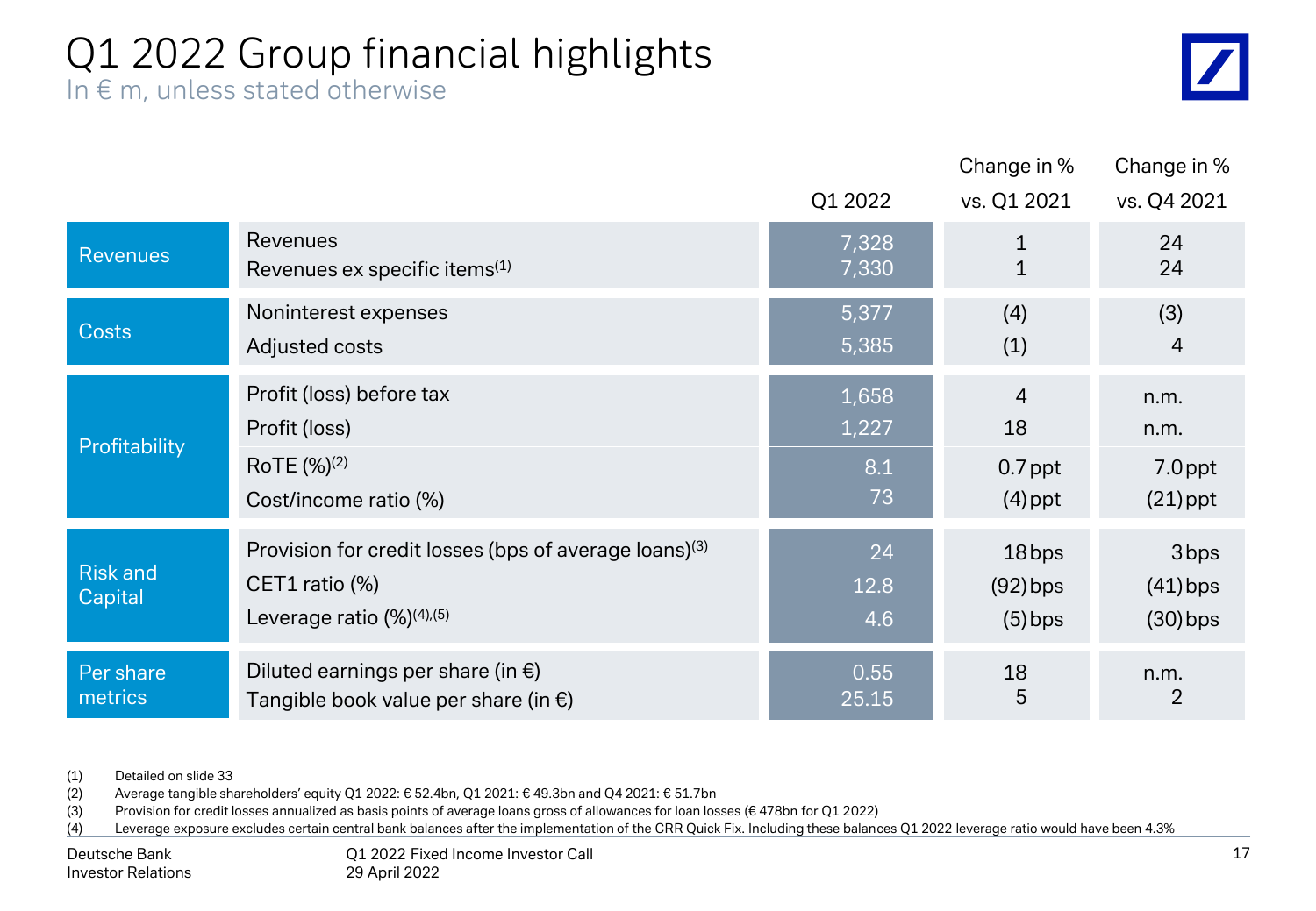# Q1 2022 Group financial highlights

In € m, unless stated otherwise

| | | Q1 2022 | Change in % vs. Q1 2021 | Change in % vs. Q4 2021 |
|---|---|---|---|---|
| Revenues | Revenues | 7,328 | 1 | 24 |
| | Revenues ex specific items[1] | 7,330 | 1 | 24 |
| Costs | Noninterest expenses | 5,377 | (4) | (3) |
| | Adjusted costs | 5,385 | (1) | 4 |
| Profitability | Profit (loss) before tax | 1,658 | 4 | n.m. |
| | Profit (loss) | 1,227 | 18 | n.m. |
| | RoTE (%)[2] | 8.1 | 0.7 ppt | 7.0 ppt |
| | Cost/income ratio (%) | 73 | (4) ppt | (21) ppt |
| Risk and Capital | Provision for credit losses (bps of average loans)[3] | 24 | 18 bps | 3 bps |
| | CET1 ratio (%) | 12.8 | (92) bps | (41) bps |
| | Leverage ratio (%)[4],[5] | 4.6 | (5) bps | (30) bps |
| Per share metrics | Diluted earnings per share (in €) | 0.55 | 18 | n.m. |
| | Tangible book value per share (in €) | 25.15 | 5 | 2 |

(1) Detailed on slide 33
(2) Average tangible shareholders' equity Q1 2022: € 52.4bn, Q1 2021: € 49.3bn and Q4 2021: € 51.7bn
(3) Provision for credit losses annualized as basis points of average loans gross of allowances for loan losses (€ 478bn for Q1 2022)
(4) Leverage exposure excludes certain central bank balances after the implementation of the CRR Quick Fix. Including these balances Q1 2022 leverage ratio would have been 4.3%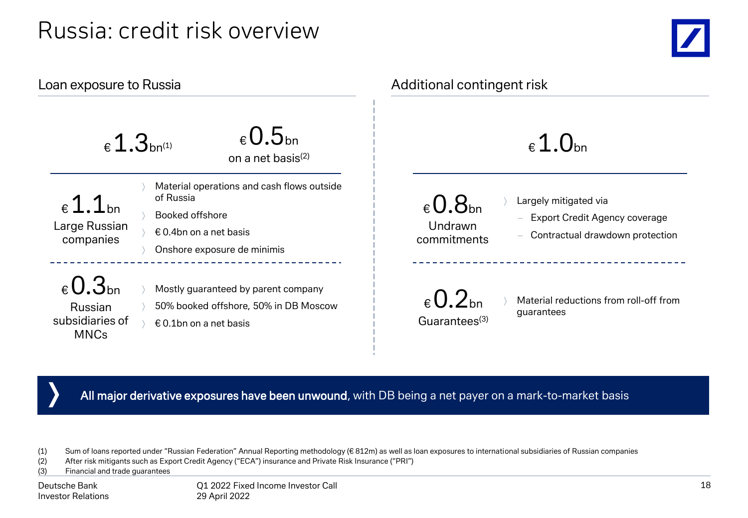# Russia: credit risk overview

## Loan exposure to Russia

€ 1.3bn[(1)]

€ 0.5bn on a net basis[(2)]

**€ 1.1bn** Large Russian companies

- Material operations and cash flows outside of Russia
- Booked offshore
- € 0.4bn on a net basis
- Onshore exposure de minimis

**€ 0.3bn** Russian subsidiaries of MNCs

- Mostly guaranteed by parent company
- 50% booked offshore, 50% in DB Moscow
- € 0.1bn on a net basis

## Additional contingent risk

€ 1.0bn

**€ 0.8bn** Undrawn commitments

- Largely mitigated via
  - Export Credit Agency coverage
  - Contractual drawdown protection

**€ 0.2bn** Guarantees[(3)]

- Material reductions from roll-off from guarantees

**All major derivative exposures have been unwound**, with DB being a net payer on a mark-to-market basis

(1) Sum of loans reported under "Russian Federation" Annual Reporting methodology (€ 812m) as well as loan exposures to international subsidiaries of Russian companies
(2) After risk mitigants such as Export Credit Agency ("ECA") insurance and Private Risk Insurance ("PRI")
(3) Financial and trade guarantees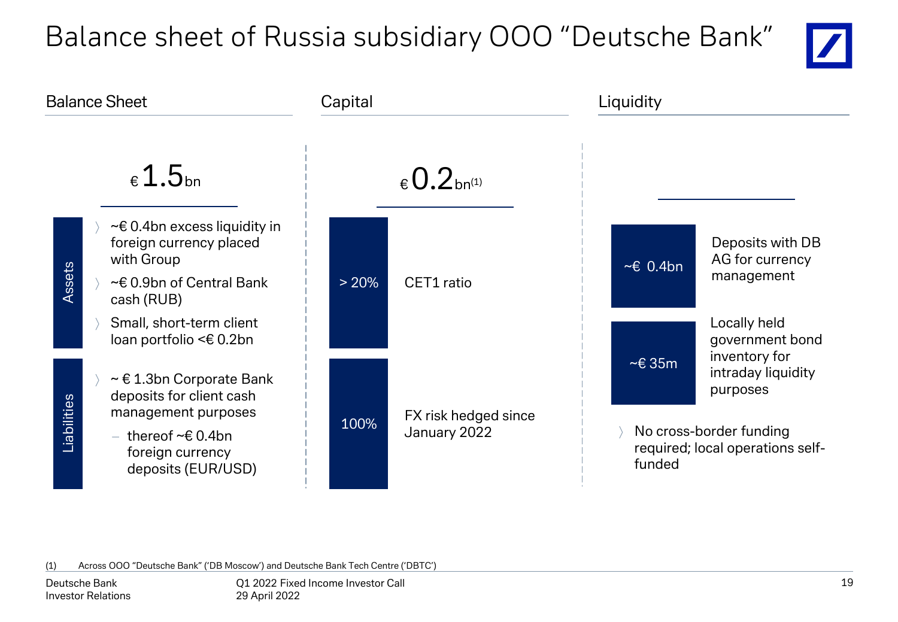# Balance sheet of Russia subsidiary OOO "Deutsche Bank"

## Balance Sheet

€ 1.5bn

**Assets**

- ~€ 0.4bn excess liquidity in foreign currency placed with Group
- ~€ 0.9bn of Central Bank cash (RUB)
- Small, short-term client loan portfolio <€ 0.2bn

**Liabilities**

- ~ € 1.3bn Corporate Bank deposits for client cash management purposes
  - thereof ~€ 0.4bn foreign currency deposits (EUR/USD)

## Capital

€ 0.2bn[1]

| | |
|---|---|
| > 20% | CET1 ratio |
| 100% | FX risk hedged since January 2022 |

## Liquidity

| | |
|---|---|
| ~€ 0.4bn | Deposits with DB AG for currency management |
| ~€ 35m | Locally held government bond inventory for intraday liquidity purposes |

- No cross-border funding required; local operations self-funded

(1) Across OOO "Deutsche Bank" ('DB Moscow') and Deutsche Bank Tech Centre ('DBTC')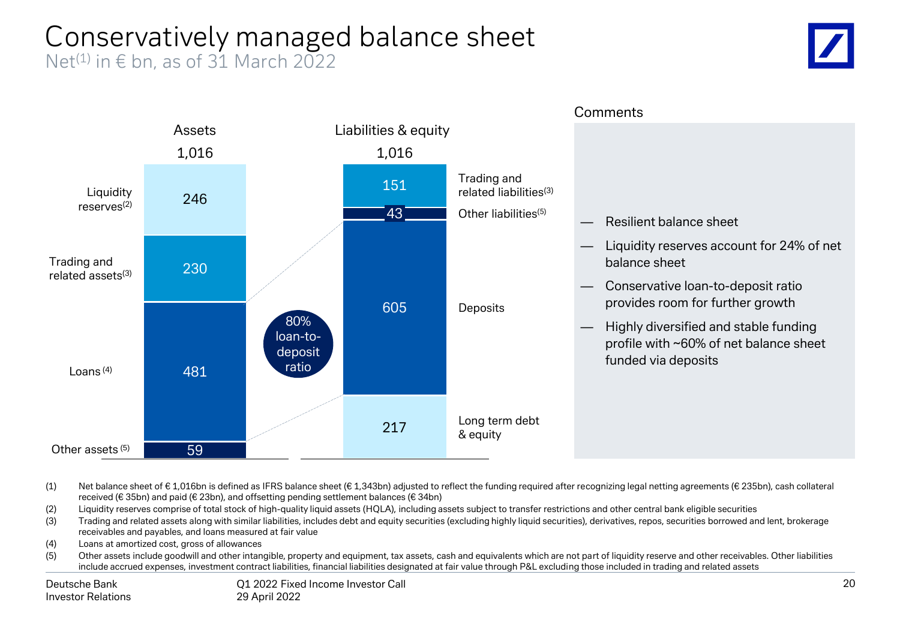# Conservatively managed balance sheet

Net(1) in € bn, as of 31 March 2022

| Assets | 1,016 |
|---|---|
| Liquidity reserves(2) | 246 |
| Trading and related assets(3) | 230 |
| Loans (4) | 481 |
| Other assets (5) | 59 |

| Liabilities & equity | 1,016 |
|---|---|
| Trading and related liabilities(3) | 151 |
| Other liabilities(5) | 43 |
| Deposits | 605 |
| Long term debt & equity | 217 |

80% loan-to-deposit ratio

## Comments

- Resilient balance sheet
- Liquidity reserves account for 24% of net balance sheet
- Conservative loan-to-deposit ratio provides room for further growth
- Highly diversified and stable funding profile with ~60% of net balance sheet funded via deposits

(1) Net balance sheet of € 1,016bn is defined as IFRS balance sheet (€ 1,343bn) adjusted to reflect the funding required after recognizing legal netting agreements (€ 235bn), cash collateral received (€ 35bn) and paid (€ 23bn), and offsetting pending settlement balances (€ 34bn)

(2) Liquidity reserves comprise of total stock of high-quality liquid assets (HQLA), including assets subject to transfer restrictions and other central bank eligible securities

(3) Trading and related assets along with similar liabilities, includes debt and equity securities (excluding highly liquid securities), derivatives, repos, securities borrowed and lent, brokerage receivables and payables, and loans measured at fair value

(4) Loans at amortized cost, gross of allowances

(5) Other assets include goodwill and other intangible, property and equipment, tax assets, cash and equivalents which are not part of liquidity reserve and other receivables. Other liabilities include accrued expenses, investment contract liabilities, financial liabilities designated at fair value through P&L excluding those included in trading and related assets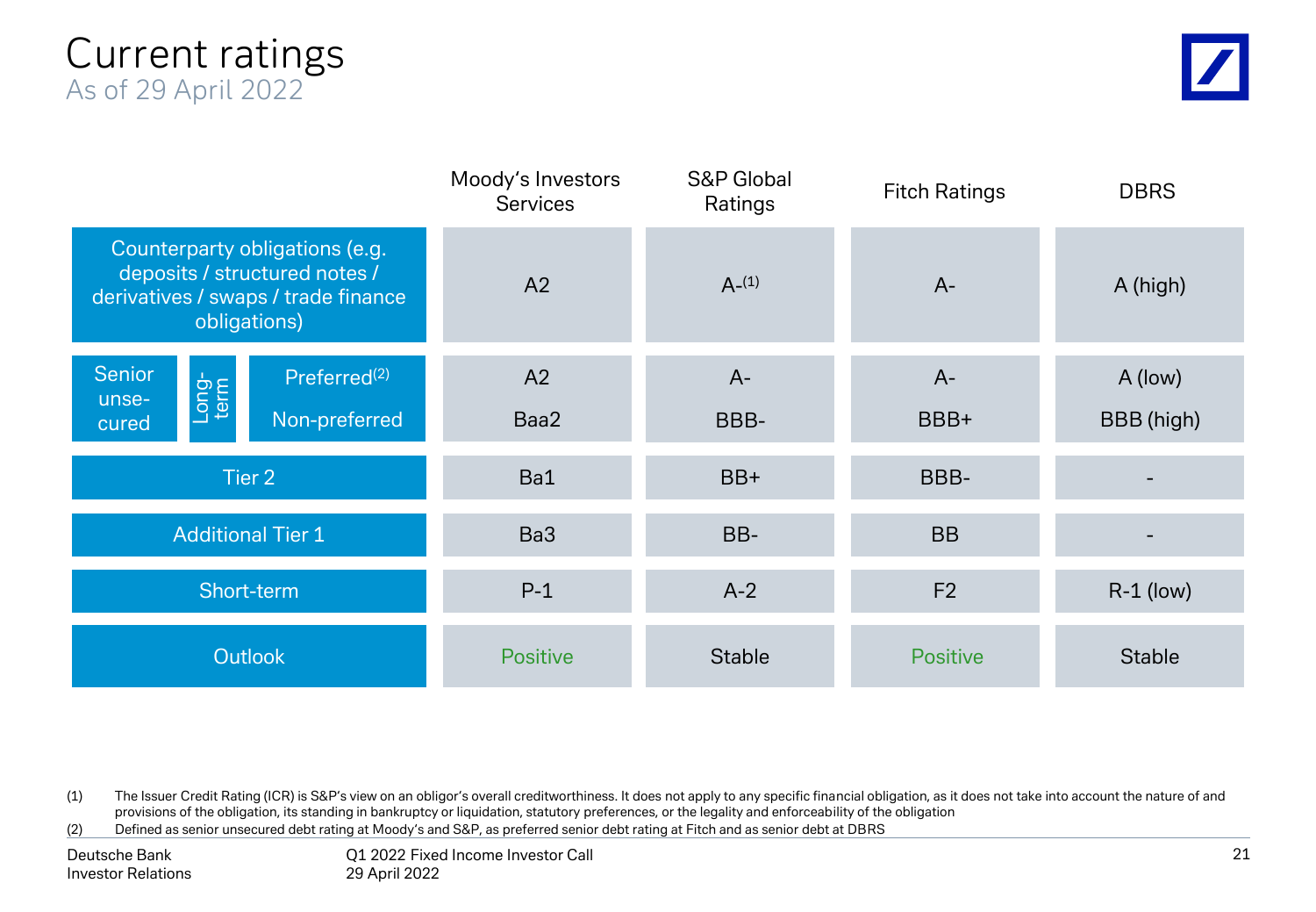# Current ratings

As of 29 April 2022

| | Moody's Investors Services | S&P Global Ratings | Fitch Ratings | DBRS |
|---|---|---|---|---|
| Counterparty obligations (e.g. deposits / structured notes / derivatives / swaps / trade finance obligations) | A2 | A-[1] | A- | A (high) |
| Senior unsecured – Long-term – Preferred[2] | A2 | A- | A- | A (low) |
| Senior unsecured – Long-term – Non-preferred | Baa2 | BBB- | BBB+ | BBB (high) |
| Tier 2 | Ba1 | BB+ | BBB- | - |
| Additional Tier 1 | Ba3 | BB- | BB | - |
| Short-term | P-1 | A-2 | F2 | R-1 (low) |
| Outlook | Positive | Stable | Positive | Stable |

(1) The Issuer Credit Rating (ICR) is S&P's view on an obligor's overall creditworthiness. It does not apply to any specific financial obligation, as it does not take into account the nature of and provisions of the obligation, its standing in bankruptcy or liquidation, statutory preferences, or the legality and enforceability of the obligation

(2) Defined as senior unsecured debt rating at Moody's and S&P, as preferred senior debt rating at Fitch and as senior debt at DBRS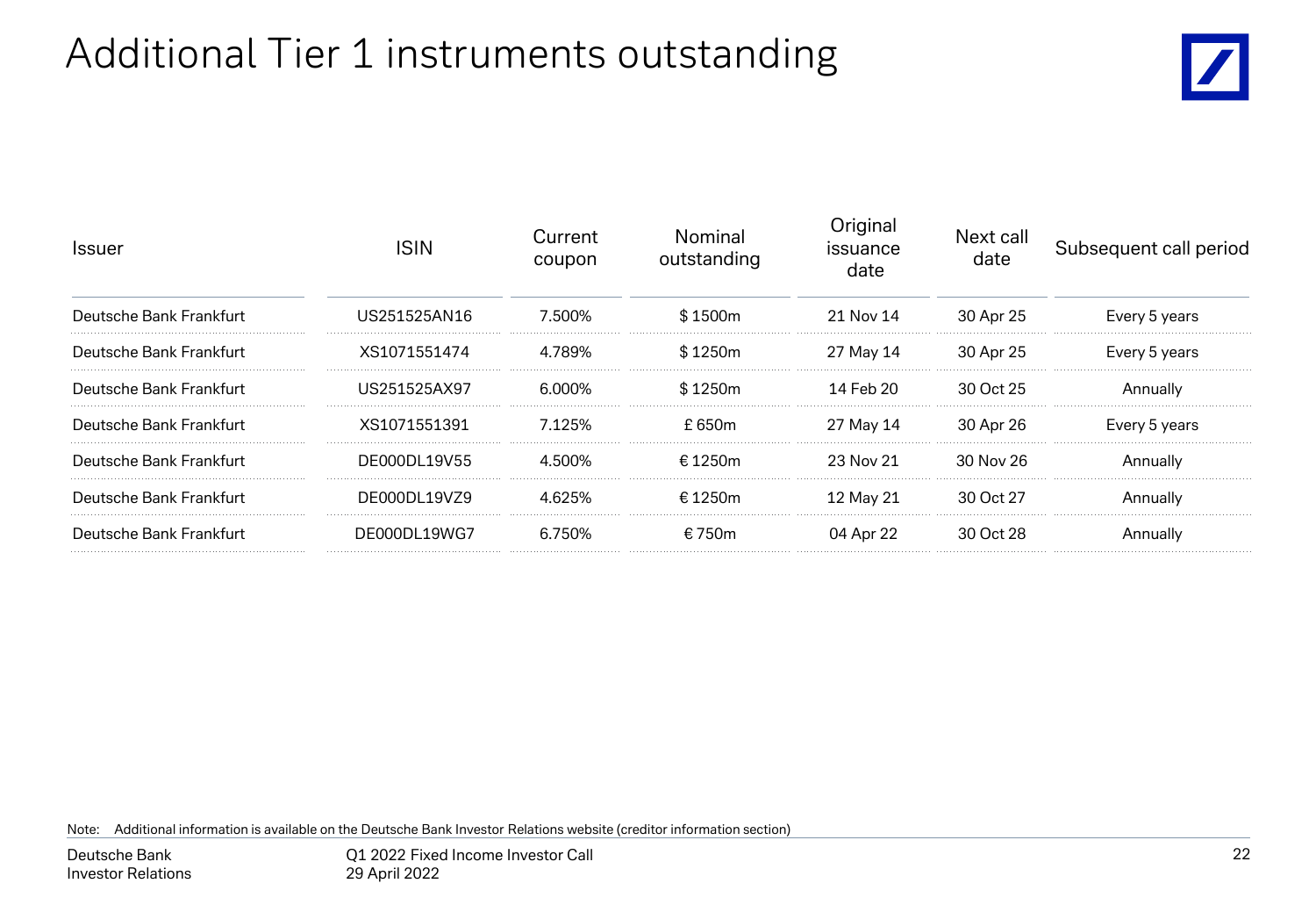# Additional Tier 1 instruments outstanding

| Issuer | ISIN | Current coupon | Nominal outstanding | Original issuance date | Next call date | Subsequent call period |
|---|---|---|---|---|---|---|
| Deutsche Bank Frankfurt | US251525AN16 | 7.500% | $ 1500m | 21 Nov 14 | 30 Apr 25 | Every 5 years |
| Deutsche Bank Frankfurt | XS1071551474 | 4.789% | $ 1250m | 27 May 14 | 30 Apr 25 | Every 5 years |
| Deutsche Bank Frankfurt | US251525AX97 | 6.000% | $ 1250m | 14 Feb 20 | 30 Oct 25 | Annually |
| Deutsche Bank Frankfurt | XS1071551391 | 7.125% | £ 650m | 27 May 14 | 30 Apr 26 | Every 5 years |
| Deutsche Bank Frankfurt | DE000DL19V55 | 4.500% | € 1250m | 23 Nov 21 | 30 Nov 26 | Annually |
| Deutsche Bank Frankfurt | DE000DL19VZ9 | 4.625% | € 1250m | 12 May 21 | 30 Oct 27 | Annually |
| Deutsche Bank Frankfurt | DE000DL19WG7 | 6.750% | € 750m | 04 Apr 22 | 30 Oct 28 | Annually |

Note: Additional information is available on the Deutsche Bank Investor Relations website (creditor information section)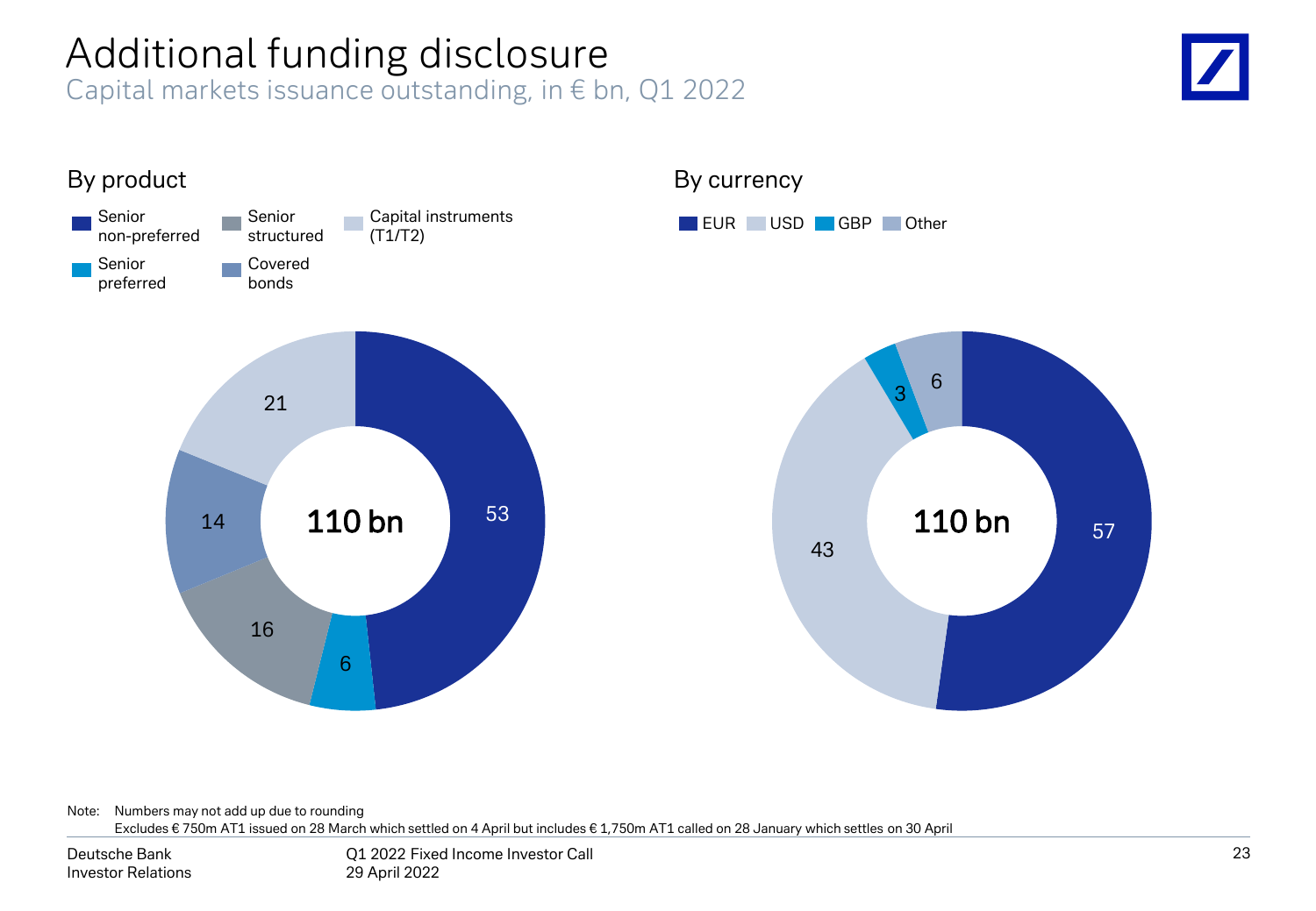# Additional funding disclosure

Capital markets issuance outstanding, in € bn, Q1 2022

## By product

| Product | € bn |
|---|---|
| Senior non-preferred | 53 |
| Senior preferred | 6 |
| Senior structured | 16 |
| Covered bonds | 14 |
| Capital instruments (T1/T2) | 21 |
| **Total** | **110 bn** |

## By currency

| Currency | € bn |
|---|---|
| EUR | 57 |
| USD | 43 |
| GBP | 3 |
| Other | 6 |
| **Total** | **110 bn** |

Note: Numbers may not add up due to rounding
Excludes € 750m AT1 issued on 28 March which settled on 4 April but includes € 1,750m AT1 called on 28 January which settles on 30 April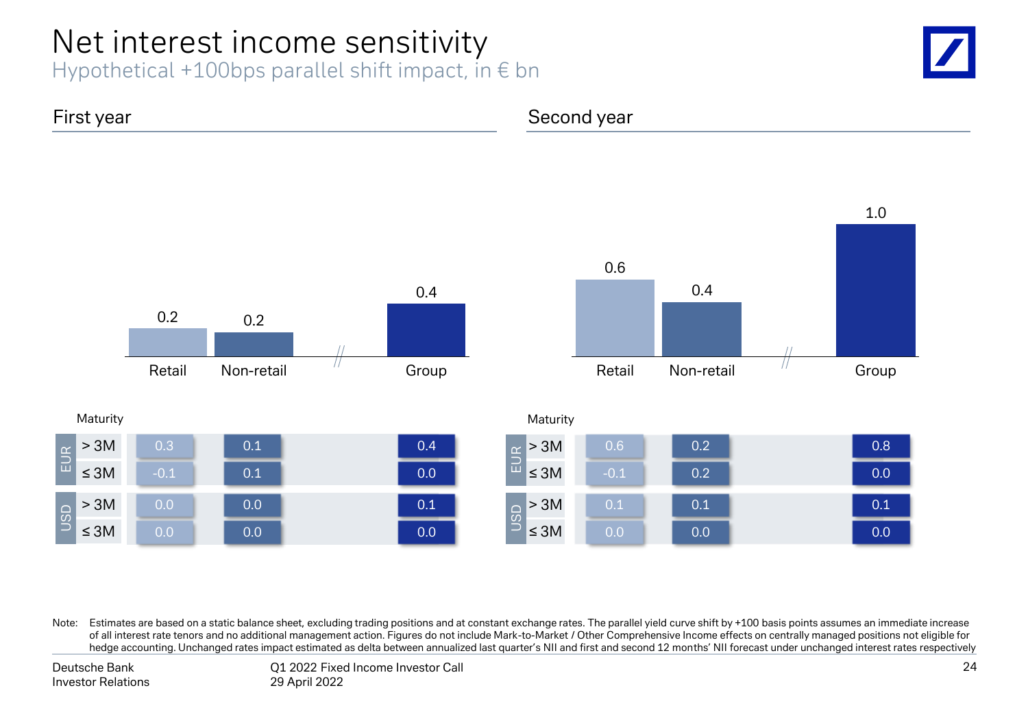# Net interest income sensitivity

Hypothetical +100bps parallel shift impact, in € bn

## First year

| | Retail | Non-retail | Group |
|---|---|---|---|
| Total | 0.2 | 0.2 | 0.4 |

| Currency | Maturity | Retail | Non-retail | Group |
|---|---|---|---|---|
| EUR | > 3M | 0.3 | 0.1 | 0.4 |
| EUR | ≤ 3M | -0.1 | 0.1 | 0.0 |
| USD | > 3M | 0.0 | 0.0 | 0.1 |
| USD | ≤ 3M | 0.0 | 0.0 | 0.0 |

## Second year

| | Retail | Non-retail | Group |
|---|---|---|---|
| Total | 0.6 | 0.4 | 1.0 |

| Currency | Maturity | Retail | Non-retail | Group |
|---|---|---|---|---|
| EUR | > 3M | 0.6 | 0.2 | 0.8 |
| EUR | ≤ 3M | -0.1 | 0.2 | 0.0 |
| USD | > 3M | 0.1 | 0.1 | 0.1 |
| USD | ≤ 3M | 0.0 | 0.0 | 0.0 |

Note: Estimates are based on a static balance sheet, excluding trading positions and at constant exchange rates. The parallel yield curve shift by +100 basis points assumes an immediate increase of all interest rate tenors and no additional management action. Figures do not include Mark-to-Market / Other Comprehensive Income effects on centrally managed positions not eligible for hedge accounting. Unchanged rates impact estimated as delta between annualized last quarter's NII and first and second 12 months' NII forecast under unchanged interest rates respectively

Deutsche Bank
Investor Relations

Q1 2022 Fixed Income Investor Call
29 April 2022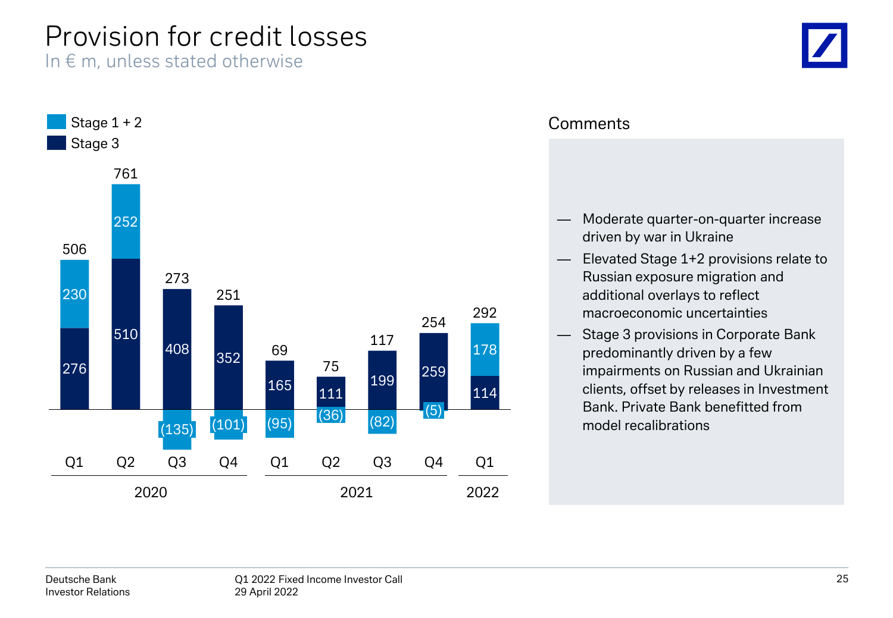# Provision for credit losses

In € m, unless stated otherwise

| | 2020 Q1 | 2020 Q2 | 2020 Q3 | 2020 Q4 | 2021 Q1 | 2021 Q2 | 2021 Q3 | 2021 Q4 | 2022 Q1 |
|---|---|---|---|---|---|---|---|---|---|
| Stage 1 + 2 | 230 | 252 | (135) | (101) | (95) | (36) | (82) | (5) | 178 |
| Stage 3 | 276 | 510 | 408 | 352 | 165 | 111 | 199 | 259 | 114 |
| Total | 506 | 761 | 273 | 251 | 69 | 75 | 117 | 254 | 292 |

## Comments

- Moderate quarter-on-quarter increase driven by war in Ukraine
- Elevated Stage 1+2 provisions relate to Russian exposure migration and additional overlays to reflect macroeconomic uncertainties
- Stage 3 provisions in Corporate Bank predominantly driven by a few impairments on Russian and Ukrainian clients, offset by releases in Investment Bank. Private Bank benefitted from model recalibrations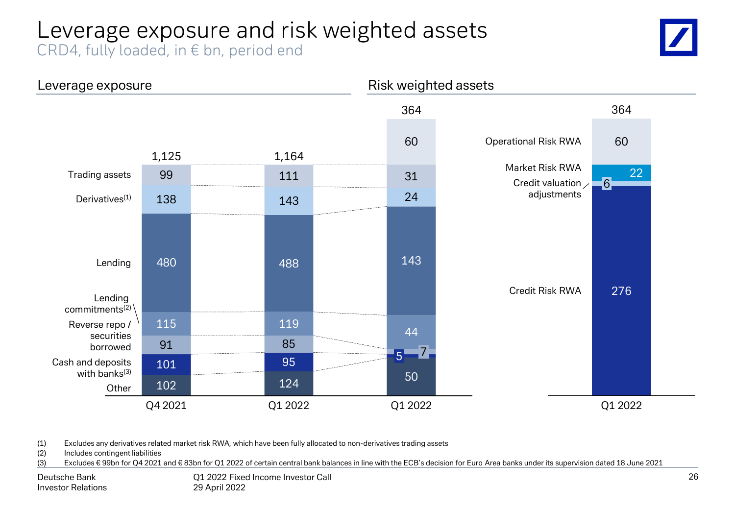# Leverage exposure and risk weighted assets

CRD4, fully loaded, in € bn, period end

## Leverage exposure

|  | Q4 2021 | Q1 2022 | Q1 2022 (RWA) |
|---|---|---|---|
| Trading assets | 99 | 111 | 31 |
| Derivatives(1) | 138 | 143 | 24 |
| Lending | 480 | 488 | 143 |
| Lending commitments(2) | 115 | 119 | 44 |
| Reverse repo / securities borrowed | 91 | 85 | 7 |
| Cash and deposits with banks(3) | 101 | 95 | 5 |
| Other | 102 | 124 | 50 |
| Operational Risk RWA |  |  | 60 |
| **Total** | **1,125** | **1,164** | **364** |

## Risk weighted assets

|  | Q1 2022 |
|---|---|
| Operational Risk RWA | 60 |
| Market Risk RWA | 22 |
| Credit valuation adjustments | 6 |
| Credit Risk RWA | 276 |
| **Total** | **364** |

(1) Excludes any derivatives related market risk RWA, which have been fully allocated to non-derivatives trading assets
(2) Includes contingent liabilities
(3) Excludes € 99bn for Q4 2021 and € 83bn for Q1 2022 of certain central bank balances in line with the ECB's decision for Euro Area banks under its supervision dated 18 June 2021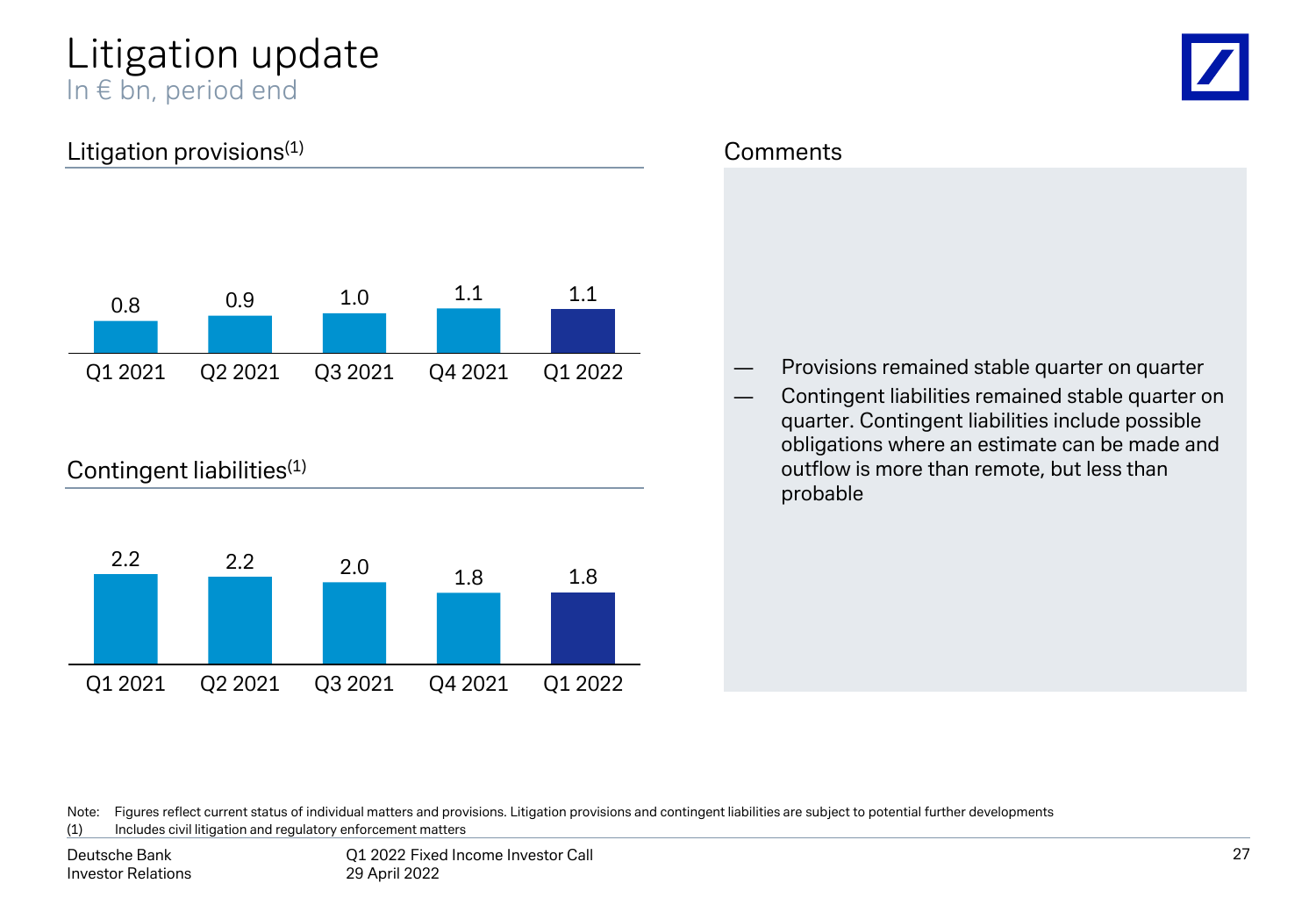# Litigation update

In € bn, period end

## Litigation provisions[1]

| Q1 2021 | Q2 2021 | Q3 2021 | Q4 2021 | Q1 2022 |
|---|---|---|---|---|
| 0.8 | 0.9 | 1.0 | 1.1 | 1.1 |

## Contingent liabilities[1]

| Q1 2021 | Q2 2021 | Q3 2021 | Q4 2021 | Q1 2022 |
|---|---|---|---|---|
| 2.2 | 2.2 | 2.0 | 1.8 | 1.8 |

## Comments

- Provisions remained stable quarter on quarter
- Contingent liabilities remained stable quarter on quarter. Contingent liabilities include possible obligations where an estimate can be made and outflow is more than remote, but less than probable

Note: Figures reflect current status of individual matters and provisions. Litigation provisions and contingent liabilities are subject to potential further developments

(1) Includes civil litigation and regulatory enforcement matters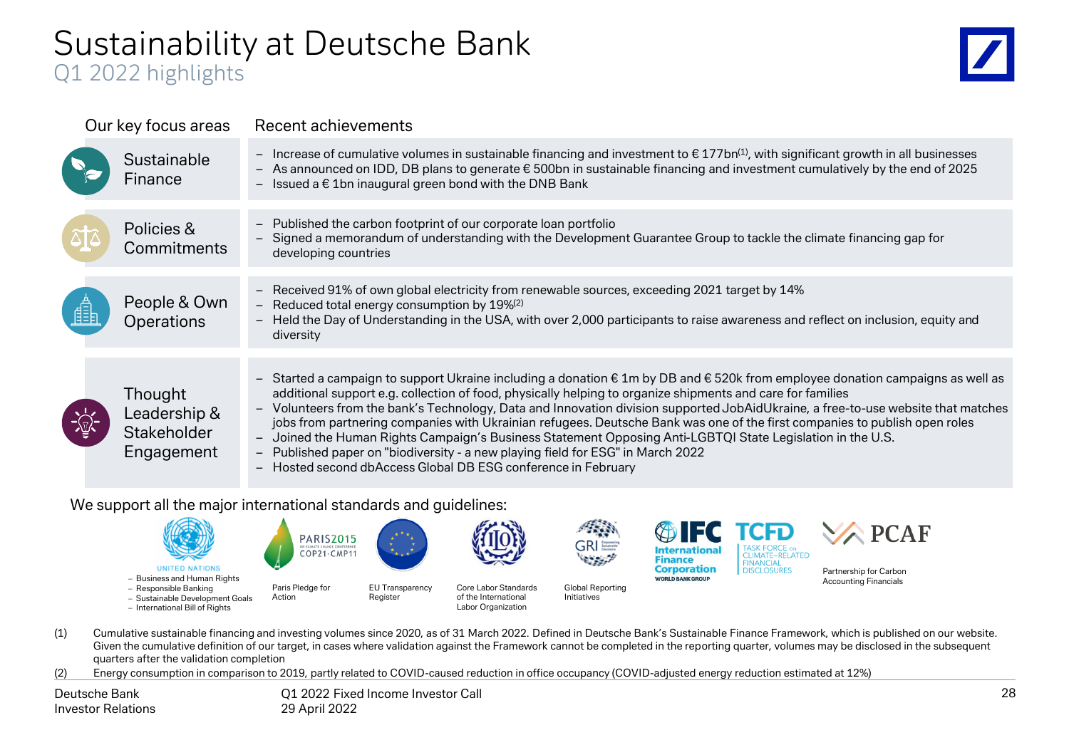# Sustainability at Deutsche Bank

## Q1 2022 highlights

| Our key focus areas | Recent achievements |
|---|---|
| Sustainable Finance | – Increase of cumulative volumes in sustainable financing and investment to € 177bn[1], with significant growth in all businesses<br>– As announced on IDD, DB plans to generate € 500bn in sustainable financing and investment cumulatively by the end of 2025<br>– Issued a € 1bn inaugural green bond with the DNB Bank |
| Policies & Commitments | – Published the carbon footprint of our corporate loan portfolio<br>– Signed a memorandum of understanding with the Development Guarantee Group to tackle the climate financing gap for developing countries |
| People & Own Operations | – Received 91% of own global electricity from renewable sources, exceeding 2021 target by 14%<br>– Reduced total energy consumption by 19%[2]<br>– Held the Day of Understanding in the USA, with over 2,000 participants to raise awareness and reflect on inclusion, equity and diversity |
| Thought Leadership & Stakeholder Engagement | – Started a campaign to support Ukraine including a donation € 1m by DB and € 520k from employee donation campaigns as well as additional support e.g. collection of food, physically helping to organize shipments and care for families<br>– Volunteers from the bank's Technology, Data and Innovation division supported JobAidUkraine, a free-to-use website that matches jobs from partnering companies with Ukrainian refugees. Deutsche Bank was one of the first companies to publish open roles<br>– Joined the Human Rights Campaign's Business Statement Opposing Anti-LGBTQI State Legislation in the U.S.<br>– Published paper on "biodiversity - a new playing field for ESG" in March 2022<br>– Hosted second dbAccess Global DB ESG conference in February |

We support all the major international standards and guidelines:

- United Nations
  - Business and Human Rights
  - Responsible Banking
  - Sustainable Development Goals
  - International Bill of Rights
- Paris Pledge for Action
- EU Transparency Register
- Core Labor Standards of the International Labor Organization
- Global Reporting Initiatives
- International Finance Corporation (World Bank Group)
- TCFD – Task Force on Climate-related Financial Disclosures
- Partnership for Carbon Accounting Financials

(1) Cumulative sustainable financing and investing volumes since 2020, as of 31 March 2022. Defined in Deutsche Bank's Sustainable Finance Framework, which is published on our website. Given the cumulative definition of our target, in cases where validation against the Framework cannot be completed in the reporting quarter, volumes may be disclosed in the subsequent quarters after the validation completion

(2) Energy consumption in comparison to 2019, partly related to COVID-caused reduction in office occupancy (COVID-adjusted energy reduction estimated at 12%)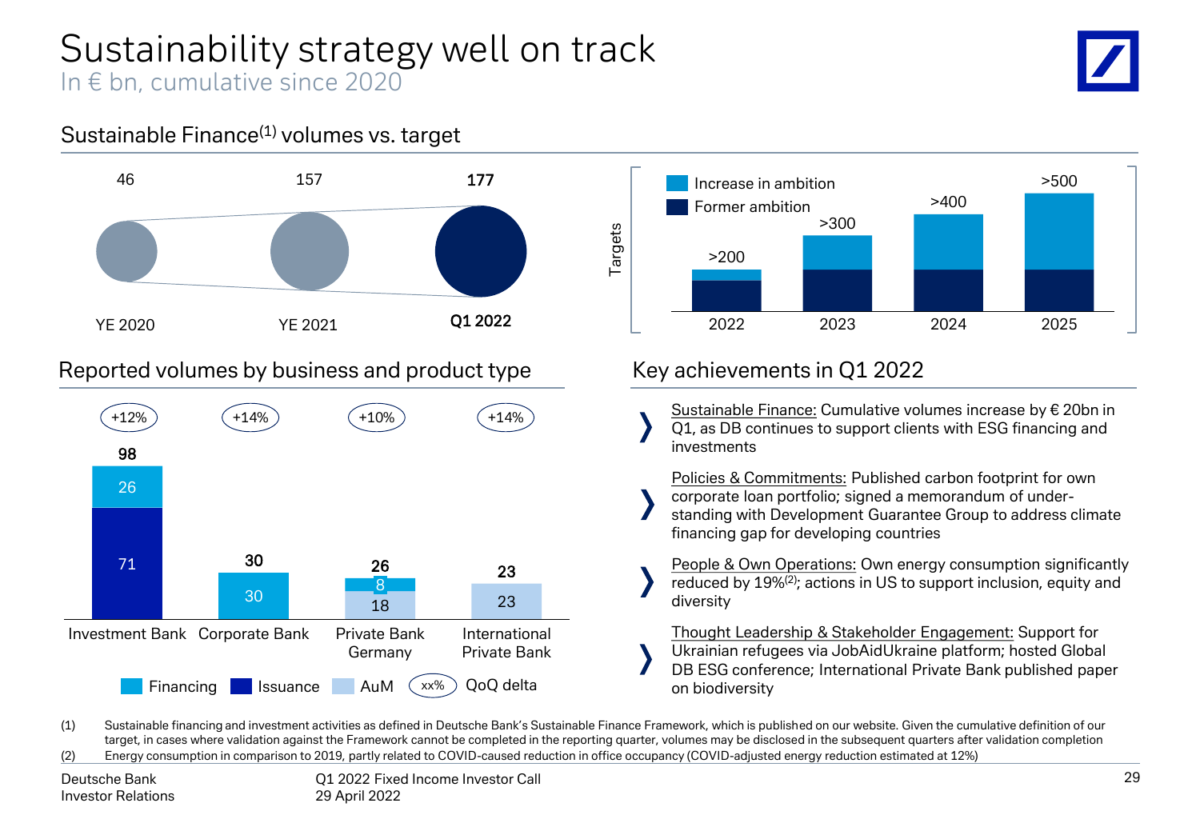# Sustainability strategy well on track

In € bn, cumulative since 2020

## Sustainable Finance(1) volumes vs. target

| | YE 2020 | YE 2021 | Q1 2022 |
|---|---|---|---|
| Volumes | 46 | 157 | **177** |

Targets

| | 2022 | 2023 | 2024 | 2025 |
|---|---|---|---|---|
| Target | >200 | >300 | >400 | >500 |

Legend: Increase in ambition; Former ambition

## Reported volumes by business and product type

| | Investment Bank | Corporate Bank | Private Bank Germany | International Private Bank |
|---|---|---|---|---|
| QoQ delta | +12% | +14% | +10% | +14% |
| Financing | 26 | 30 | 8 | |
| Issuance | 71 | | | |
| AuM | | | 18 | 23 |
| Total | 98 | 30 | 26 | 23 |

## Key achievements in Q1 2022

- Sustainable Finance: Cumulative volumes increase by € 20bn in Q1, as DB continues to support clients with ESG financing and investments
- Policies & Commitments: Published carbon footprint for own corporate loan portfolio; signed a memorandum of under-standing with Development Guarantee Group to address climate financing gap for developing countries
- People & Own Operations: Own energy consumption significantly reduced by 19%(2); actions in US to support inclusion, equity and diversity
- Thought Leadership & Stakeholder Engagement: Support for Ukrainian refugees via JobAidUkraine platform; hosted Global DB ESG conference; International Private Bank published paper on biodiversity

(1) Sustainable financing and investment activities as defined in Deutsche Bank's Sustainable Finance Framework, which is published on our website. Given the cumulative definition of our target, in cases where validation against the Framework cannot be completed in the reporting quarter, volumes may be disclosed in the subsequent quarters after validation completion

(2) Energy consumption in comparison to 2019, partly related to COVID-caused reduction in office occupancy (COVID-adjusted energy reduction estimated at 12%)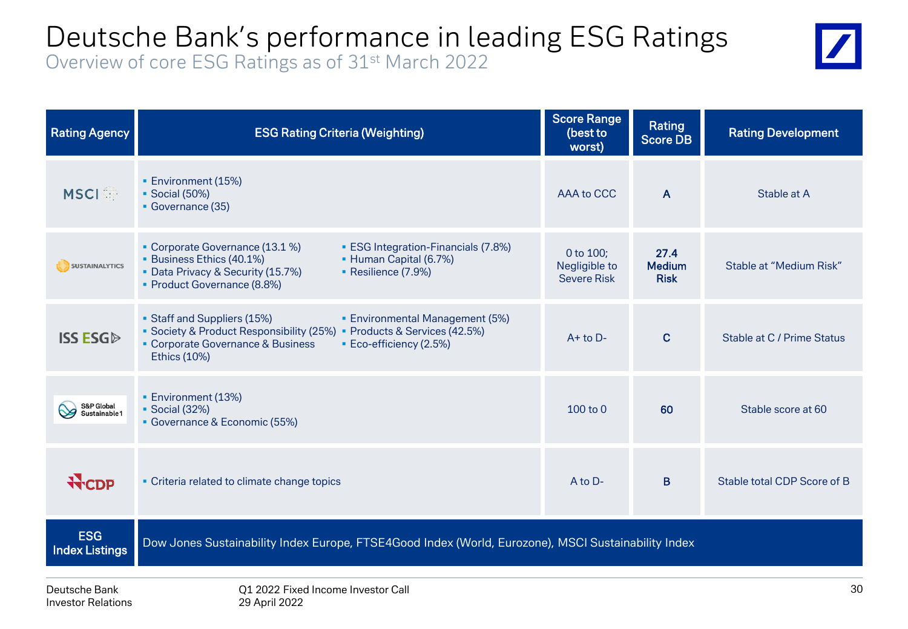# Deutsche Bank's performance in leading ESG Ratings

Overview of core ESG Ratings as of 31st March 2022

| Rating Agency | ESG Rating Criteria (Weighting) | Score Range (best to worst) | Rating Score DB | Rating Development |
|---|---|---|---|---|
| MSCI | ▪ Environment (15%)<br>▪ Social (50%)<br>▪ Governance (35) | AAA to CCC | A | Stable at A |
| SUSTAINALYTICS | ▪ Corporate Governance (13.1 %)<br>▪ Business Ethics (40.1%)<br>▪ Data Privacy & Security (15.7%)<br>▪ Product Governance (8.8%)<br>▪ ESG Integration-Financials (7.8%)<br>▪ Human Capital (6.7%)<br>▪ Resilience (7.9%) | 0 to 100; Negligible to Severe Risk | 27.4 Medium Risk | Stable at "Medium Risk" |
| ISS ESG | ▪ Staff and Suppliers (15%)<br>▪ Society & Product Responsibility (25%)<br>▪ Corporate Governance & Business Ethics (10%)<br>▪ Environmental Management (5%)<br>▪ Products & Services (42.5%)<br>▪ Eco-efficiency (2.5%) | A+ to D- | C | Stable at C / Prime Status |
| S&P Global Sustainable1 | ▪ Environment (13%)<br>▪ Social (32%)<br>▪ Governance & Economic (55%) | 100 to 0 | 60 | Stable score at 60 |
| CDP | ▪ Criteria related to climate change topics | A to D- | B | Stable total CDP Score of B |
| ESG Index Listings | Dow Jones Sustainability Index Europe, FTSE4Good Index (World, Eurozone), MSCI Sustainability Index | | | |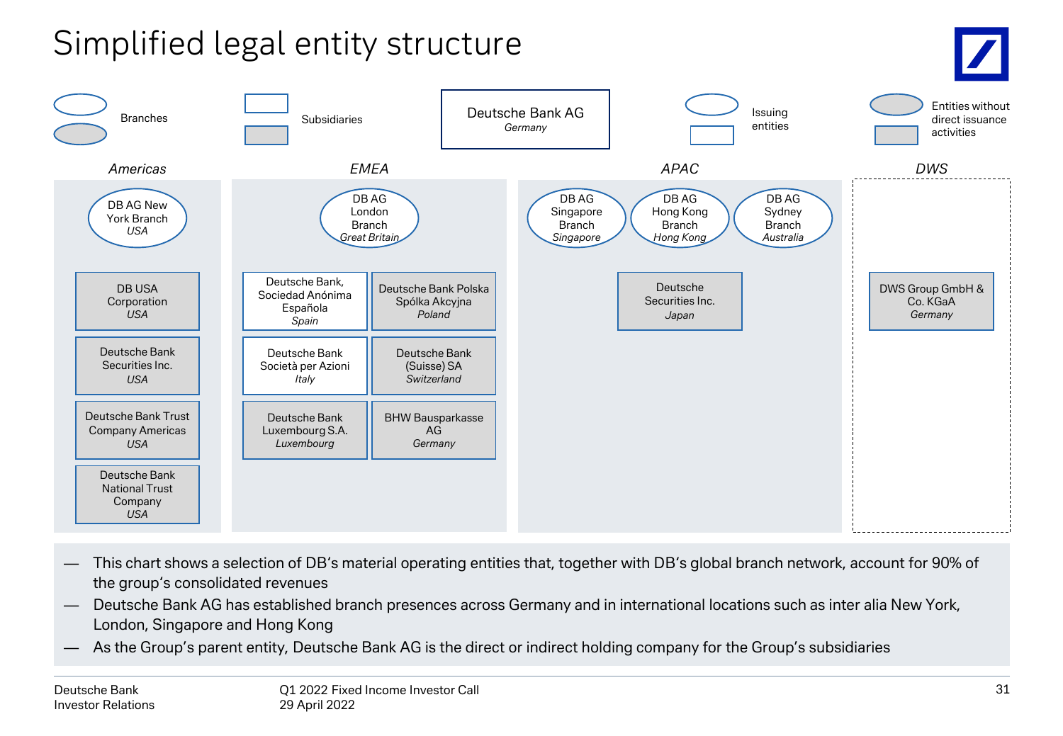# Simplified legal entity structure

**Legend:**
- Branches (ovals)
- Subsidiaries (rectangles)
- Issuing entities (white fill)
- Entities without direct issuance activities (grey fill)

**Deutsche Bank AG**
*Germany*

## Americas

- DB AG New York Branch, *USA* (branch, issuing entity)
- DB USA Corporation, *USA* (subsidiary, without direct issuance activities)
- Deutsche Bank Securities Inc., *USA* (subsidiary, without direct issuance activities)
- Deutsche Bank Trust Company Americas, *USA* (subsidiary, without direct issuance activities)
- Deutsche Bank National Trust Company, *USA* (subsidiary, without direct issuance activities)

## EMEA

- DB AG London Branch, *Great Britain* (branch, issuing entity)
- Deutsche Bank, Sociedad Anónima Española, *Spain* (subsidiary, issuing entity)
- Deutsche Bank Polska Spólka Akcyjna, *Poland* (subsidiary, without direct issuance activities)
- Deutsche Bank Società per Azioni, *Italy* (subsidiary, issuing entity)
- Deutsche Bank (Suisse) SA, *Switzerland* (subsidiary, without direct issuance activities)
- Deutsche Bank Luxembourg S.A., *Luxembourg* (subsidiary, without direct issuance activities)
- BHW Bausparkasse AG, *Germany* (subsidiary, without direct issuance activities)

## APAC

- DB AG Singapore Branch, *Singapore* (branch, issuing entity)
- DB AG Hong Kong Branch, *Hong Kong* (branch, issuing entity)
- DB AG Sydney Branch, *Australia* (branch, issuing entity)
- Deutsche Securities Inc., *Japan* (subsidiary, without direct issuance activities)

## DWS

- DWS Group GmbH & Co. KGaA, *Germany* (subsidiary, without direct issuance activities)

---

- This chart shows a selection of DB's material operating entities that, together with DB's global branch network, account for 90% of the group's consolidated revenues
- Deutsche Bank AG has established branch presences across Germany and in international locations such as inter alia New York, London, Singapore and Hong Kong
- As the Group's parent entity, Deutsche Bank AG is the direct or indirect holding company for the Group's subsidiaries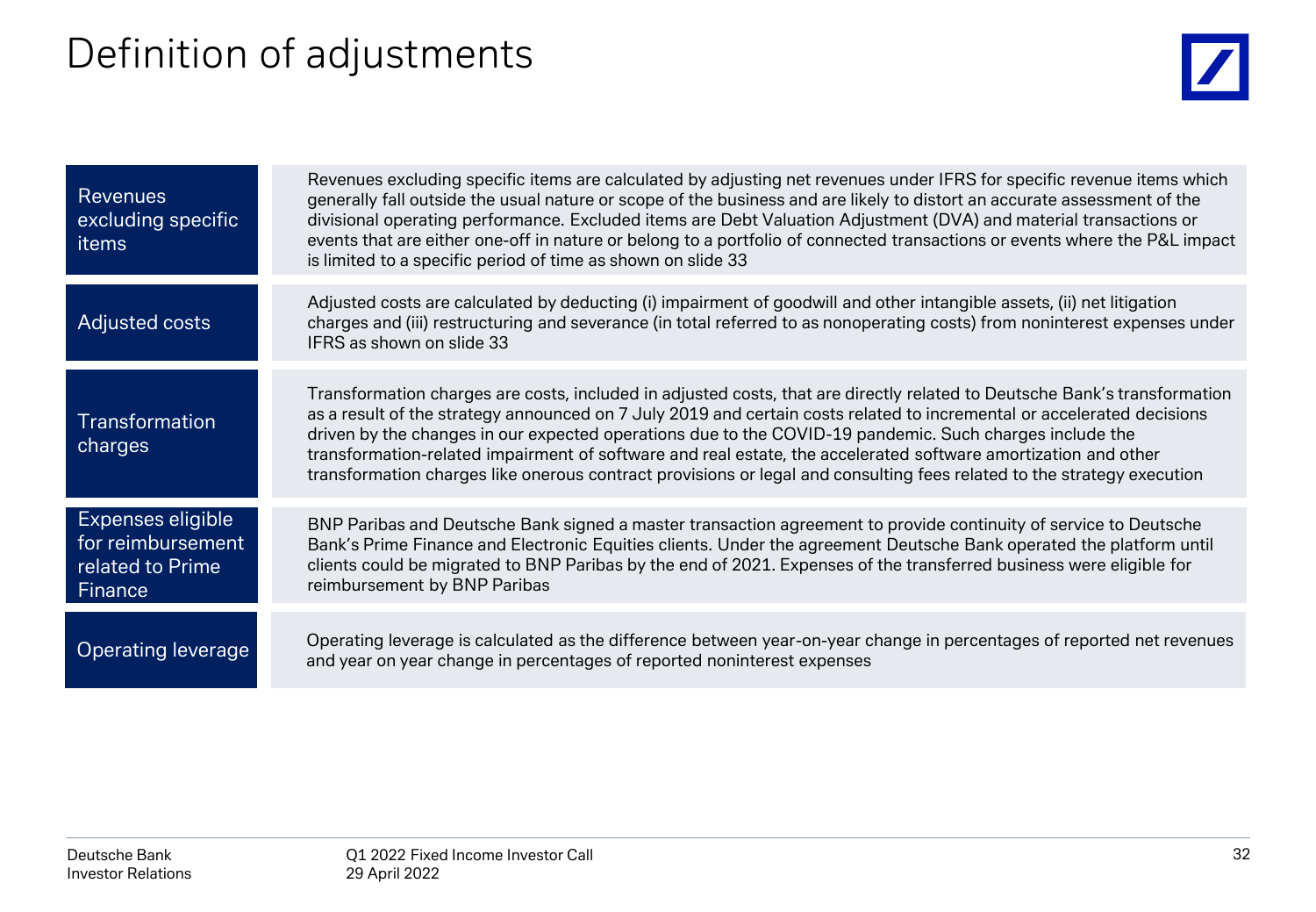# Definition of adjustments

| | |
|---|---|
| Revenues excluding specific items | Revenues excluding specific items are calculated by adjusting net revenues under IFRS for specific revenue items which generally fall outside the usual nature or scope of the business and are likely to distort an accurate assessment of the divisional operating performance. Excluded items are Debt Valuation Adjustment (DVA) and material transactions or events that are either one-off in nature or belong to a portfolio of connected transactions or events where the P&L impact is limited to a specific period of time as shown on slide 33 |
| Adjusted costs | Adjusted costs are calculated by deducting (i) impairment of goodwill and other intangible assets, (ii) net litigation charges and (iii) restructuring and severance (in total referred to as nonoperating costs) from noninterest expenses under IFRS as shown on slide 33 |
| Transformation charges | Transformation charges are costs, included in adjusted costs, that are directly related to Deutsche Bank's transformation as a result of the strategy announced on 7 July 2019 and certain costs related to incremental or accelerated decisions driven by the changes in our expected operations due to the COVID-19 pandemic. Such charges include the transformation-related impairment of software and real estate, the accelerated software amortization and other transformation charges like onerous contract provisions or legal and consulting fees related to the strategy execution |
| Expenses eligible for reimbursement related to Prime Finance | BNP Paribas and Deutsche Bank signed a master transaction agreement to provide continuity of service to Deutsche Bank's Prime Finance and Electronic Equities clients. Under the agreement Deutsche Bank operated the platform until clients could be migrated to BNP Paribas by the end of 2021. Expenses of the transferred business were eligible for reimbursement by BNP Paribas |
| Operating leverage | Operating leverage is calculated as the difference between year-on-year change in percentages of reported net revenues and year on year change in percentages of reported noninterest expenses |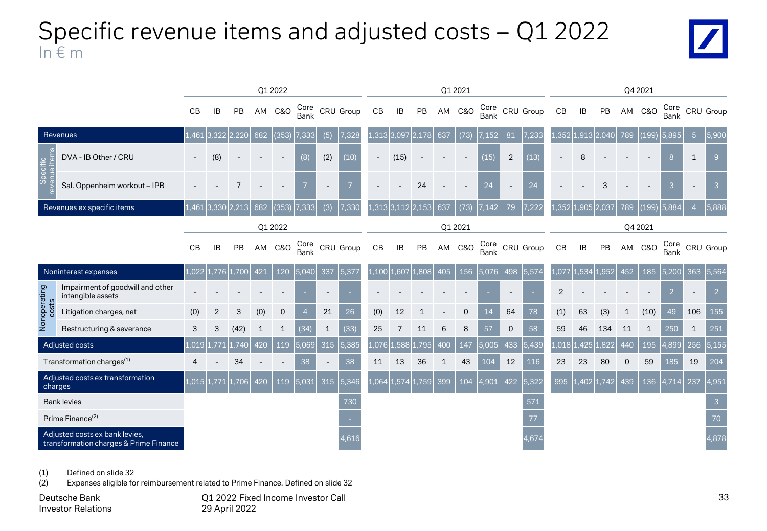# Specific revenue items and adjusted costs – Q1 2022

In € m

| | | Q1 2022 | | | | | | | | Q1 2021 | | | | | | | | Q4 2021 | | | | | | | |
|---|---|---|---|---|---|---|---|---|---|---|---|---|---|---|---|---|---|---|---|---|---|---|---|---|---|
| | | CB | IB | PB | AM | C&O | Core Bank | CRU | Group | CB | IB | PB | AM | C&O | Core Bank | CRU | Group | CB | IB | PB | AM | C&O | Core Bank | CRU | Group |
| Revenues | | 1,461 | 3,322 | 2,220 | 682 | (353) | 7,333 | (5) | 7,328 | 1,313 | 3,097 | 2,178 | 637 | (73) | 7,152 | 81 | 7,233 | 1,352 | 1,913 | 2,040 | 789 | (199) | 5,895 | 5 | 5,900 |
| Specific revenue items | DVA - IB Other / CRU | - | (8) | - | - | - | (8) | (2) | (10) | - | (15) | - | - | - | (15) | 2 | (13) | - | 8 | - | - | - | 8 | 1 | 9 |
| | Sal. Oppenheim workout – IPB | - | - | 7 | - | - | 7 | - | 7 | - | - | 24 | - | - | 24 | - | 24 | - | - | 3 | - | - | 3 | - | 3 |
| Revenues ex specific items | | 1,461 | 3,330 | 2,213 | 682 | (353) | 7,333 | (3) | 7,330 | 1,313 | 3,112 | 2,153 | 637 | (73) | 7,142 | 79 | 7,222 | 1,352 | 1,905 | 2,037 | 789 | (199) | 5,884 | 4 | 5,888 |

| | | Q1 2022 | | | | | | | | Q1 2021 | | | | | | | | Q4 2021 | | | | | | | |
|---|---|---|---|---|---|---|---|---|---|---|---|---|---|---|---|---|---|---|---|---|---|---|---|---|---|
| | | CB | IB | PB | AM | C&O | Core Bank | CRU | Group | CB | IB | PB | AM | C&O | Core Bank | CRU | Group | CB | IB | PB | AM | C&O | Core Bank | CRU | Group |
| Noninterest expenses | | 1,022 | 1,776 | 1,700 | 421 | 120 | 5,040 | 337 | 5,377 | 1,100 | 1,607 | 1,808 | 405 | 156 | 5,076 | 498 | 5,574 | 1,077 | 1,534 | 1,952 | 452 | 185 | 5,200 | 363 | 5,564 |
| Nonoperating costs | Impairment of goodwill and other intangible assets | - | - | - | - | - | - | - | - | - | - | - | - | - | - | - | - | 2 | - | - | - | - | 2 | - | 2 |
| | Litigation charges, net | (0) | 2 | 3 | (0) | 0 | 4 | 21 | 26 | (0) | 12 | 1 | - | 0 | 14 | 64 | 78 | (1) | 63 | (3) | 1 | (10) | 49 | 106 | 155 |
| | Restructuring & severance | 3 | 3 | (42) | 1 | 1 | (34) | 1 | (33) | 25 | 7 | 11 | 6 | 8 | 57 | 0 | 58 | 59 | 46 | 134 | 11 | 1 | 250 | 1 | 251 |
| Adjusted costs | | 1,019 | 1,771 | 1,740 | 420 | 119 | 5,069 | 315 | 5,385 | 1,076 | 1,588 | 1,795 | 400 | 147 | 5,005 | 433 | 5,439 | 1,018 | 1,425 | 1,822 | 440 | 195 | 4,899 | 256 | 5,155 |
| Transformation charges[1] | | 4 | - | 34 | - | - | 38 | - | 38 | 11 | 13 | 36 | 1 | 43 | 104 | 12 | 116 | 23 | 23 | 80 | 0 | 59 | 185 | 19 | 204 |
| Adjusted costs ex transformation charges | | 1,015 | 1,771 | 1,706 | 420 | 119 | 5,031 | 315 | 5,346 | 1,064 | 1,574 | 1,759 | 399 | 104 | 4,901 | 422 | 5,322 | 995 | 1,402 | 1,742 | 439 | 136 | 4,714 | 237 | 4,951 |
| Bank levies | | | | | | | | | 730 | | | | | | | | 571 | | | | | | | | 3 |
| Prime Finance[2] | | | | | | | | | - | | | | | | | | 77 | | | | | | | | 70 |
| Adjusted costs ex bank levies, transformation charges & Prime Finance | | | | | | | | | 4,616 | | | | | | | | 4,674 | | | | | | | | 4,878 |

(1) Defined on slide 32
(2) Expenses eligible for reimbursement related to Prime Finance. Defined on slide 32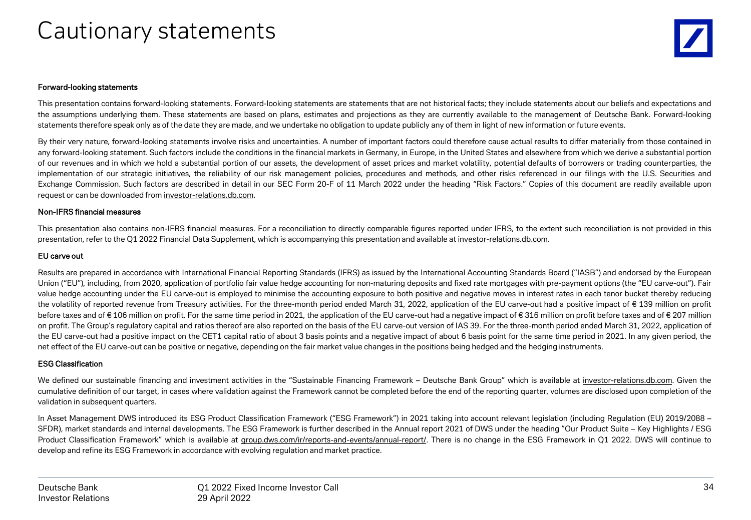# Cautionary statements

**Forward-looking statements**

This presentation contains forward-looking statements. Forward-looking statements are statements that are not historical facts; they include statements about our beliefs and expectations and the assumptions underlying them. These statements are based on plans, estimates and projections as they are currently available to the management of Deutsche Bank. Forward-looking statements therefore speak only as of the date they are made, and we undertake no obligation to update publicly any of them in light of new information or future events.

By their very nature, forward-looking statements involve risks and uncertainties. A number of important factors could therefore cause actual results to differ materially from those contained in any forward-looking statement. Such factors include the conditions in the financial markets in Germany, in Europe, in the United States and elsewhere from which we derive a substantial portion of our revenues and in which we hold a substantial portion of our assets, the development of asset prices and market volatility, potential defaults of borrowers or trading counterparties, the implementation of our strategic initiatives, the reliability of our risk management policies, procedures and methods, and other risks referenced in our filings with the U.S. Securities and Exchange Commission. Such factors are described in detail in our SEC Form 20-F of 11 March 2022 under the heading "Risk Factors." Copies of this document are readily available upon request or can be downloaded from investor-relations.db.com.

**Non-IFRS financial measures**

This presentation also contains non-IFRS financial measures. For a reconciliation to directly comparable figures reported under IFRS, to the extent such reconciliation is not provided in this presentation, refer to the Q1 2022 Financial Data Supplement, which is accompanying this presentation and available at investor-relations.db.com.

**EU carve out**

Results are prepared in accordance with International Financial Reporting Standards (IFRS) as issued by the International Accounting Standards Board ("IASB") and endorsed by the European Union ("EU"), including, from 2020, application of portfolio fair value hedge accounting for non-maturing deposits and fixed rate mortgages with pre-payment options (the "EU carve-out"). Fair value hedge accounting under the EU carve-out is employed to minimise the accounting exposure to both positive and negative moves in interest rates in each tenor bucket thereby reducing the volatility of reported revenue from Treasury activities. For the three-month period ended March 31, 2022, application of the EU carve-out had a positive impact of € 139 million on profit before taxes and of € 106 million on profit. For the same time period in 2021, the application of the EU carve-out had a negative impact of € 316 million on profit before taxes and of € 207 million on profit. The Group's regulatory capital and ratios thereof are also reported on the basis of the EU carve-out version of IAS 39. For the three-month period ended March 31, 2022, application of the EU carve-out had a positive impact on the CET1 capital ratio of about 3 basis points and a negative impact of about 6 basis point for the same time period in 2021. In any given period, the net effect of the EU carve-out can be positive or negative, depending on the fair market value changes in the positions being hedged and the hedging instruments.

**ESG Classification**

We defined our sustainable financing and investment activities in the "Sustainable Financing Framework – Deutsche Bank Group" which is available at investor-relations.db.com. Given the cumulative definition of our target, in cases where validation against the Framework cannot be completed before the end of the reporting quarter, volumes are disclosed upon completion of the validation in subsequent quarters.

In Asset Management DWS introduced its ESG Product Classification Framework ("ESG Framework") in 2021 taking into account relevant legislation (including Regulation (EU) 2019/2088 – SFDR), market standards and internal developments. The ESG Framework is further described in the Annual report 2021 of DWS under the heading "Our Product Suite – Key Highlights / ESG Product Classification Framework" which is available at group.dws.com/ir/reports-and-events/annual-report/. There is no change in the ESG Framework in Q1 2022. DWS will continue to develop and refine its ESG Framework in accordance with evolving regulation and market practice.